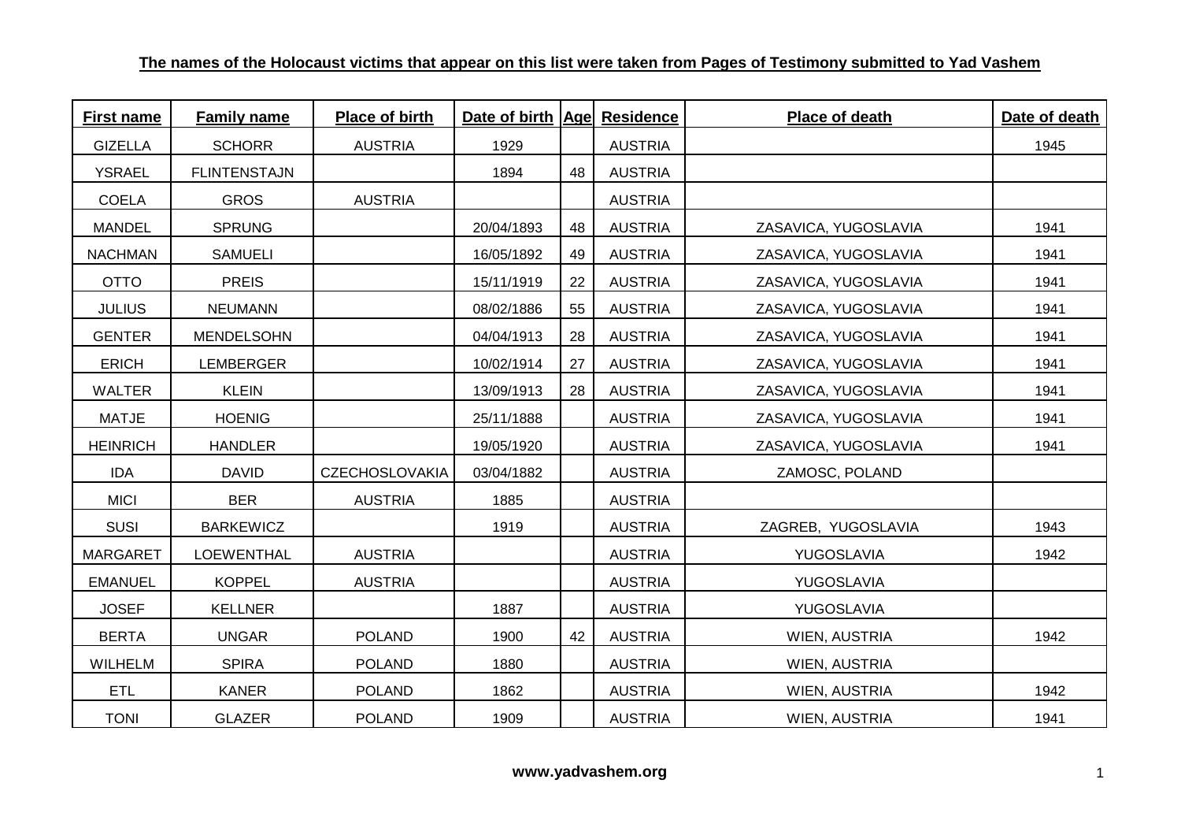**The names of the Holocaust victims that appear on this list were taken from Pages of Testimony submitted to Yad Vashem**

| First name | Family name | Place of birth | Date of birth | Age | Residence | Place of death | Date of death |
|---|---|---|---|---|---|---|---|
| GIZELLA | SCHORR | AUSTRIA | 1929 | | AUSTRIA | | 1945 |
| YSRAEL | FLINTENSTAJN | | 1894 | 48 | AUSTRIA | | |
| COELA | GROS | AUSTRIA | | | AUSTRIA | | |
| MANDEL | SPRUNG | | 20/04/1893 | 48 | AUSTRIA | ZASAVICA, YUGOSLAVIA | 1941 |
| NACHMAN | SAMUELI | | 16/05/1892 | 49 | AUSTRIA | ZASAVICA, YUGOSLAVIA | 1941 |
| OTTO | PREIS | | 15/11/1919 | 22 | AUSTRIA | ZASAVICA, YUGOSLAVIA | 1941 |
| JULIUS | NEUMANN | | 08/02/1886 | 55 | AUSTRIA | ZASAVICA, YUGOSLAVIA | 1941 |
| GENTER | MENDELSOHN | | 04/04/1913 | 28 | AUSTRIA | ZASAVICA, YUGOSLAVIA | 1941 |
| ERICH | LEMBERGER | | 10/02/1914 | 27 | AUSTRIA | ZASAVICA, YUGOSLAVIA | 1941 |
| WALTER | KLEIN | | 13/09/1913 | 28 | AUSTRIA | ZASAVICA, YUGOSLAVIA | 1941 |
| MATJE | HOENIG | | 25/11/1888 | | AUSTRIA | ZASAVICA, YUGOSLAVIA | 1941 |
| HEINRICH | HANDLER | | 19/05/1920 | | AUSTRIA | ZASAVICA, YUGOSLAVIA | 1941 |
| IDA | DAVID | CZECHOSLOVAKIA | 03/04/1882 | | AUSTRIA | ZAMOSC, POLAND | |
| MICI | BER | AUSTRIA | 1885 | | AUSTRIA | | |
| SUSI | BARKEWICZ | | 1919 | | AUSTRIA | ZAGREB, YUGOSLAVIA | 1943 |
| MARGARET | LOEWENTHAL | AUSTRIA | | | AUSTRIA | YUGOSLAVIA | 1942 |
| EMANUEL | KOPPEL | AUSTRIA | | | AUSTRIA | YUGOSLAVIA | |
| JOSEF | KELLNER | | 1887 | | AUSTRIA | YUGOSLAVIA | |
| BERTA | UNGAR | POLAND | 1900 | 42 | AUSTRIA | WIEN, AUSTRIA | 1942 |
| WILHELM | SPIRA | POLAND | 1880 | | AUSTRIA | WIEN, AUSTRIA | |
| ETL | KANER | POLAND | 1862 | | AUSTRIA | WIEN, AUSTRIA | 1942 |
| TONI | GLAZER | POLAND | 1909 | | AUSTRIA | WIEN, AUSTRIA | 1941 |

**www.yadvashem.org**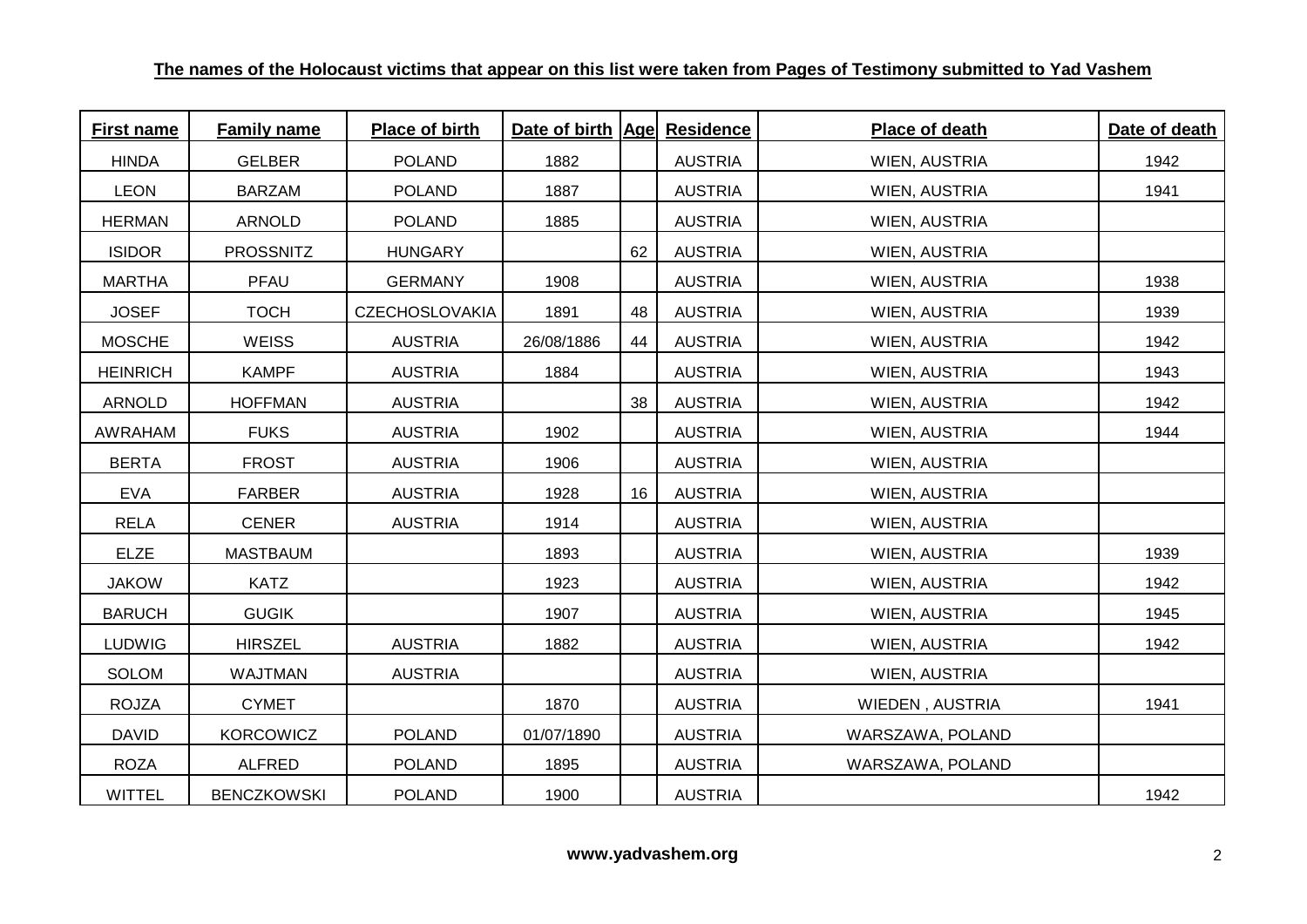**The names of the Holocaust victims that appear on this list were taken from Pages of Testimony submitted to Yad Vashem**

| First name | Family name | Place of birth | Date of birth | Age | Residence | Place of death | Date of death |
|---|---|---|---|---|---|---|---|
| HINDA | GELBER | POLAND | 1882 | | AUSTRIA | WIEN, AUSTRIA | 1942 |
| LEON | BARZAM | POLAND | 1887 | | AUSTRIA | WIEN, AUSTRIA | 1941 |
| HERMAN | ARNOLD | POLAND | 1885 | | AUSTRIA | WIEN, AUSTRIA | |
| ISIDOR | PROSSNITZ | HUNGARY | | 62 | AUSTRIA | WIEN, AUSTRIA | |
| MARTHA | PFAU | GERMANY | 1908 | | AUSTRIA | WIEN, AUSTRIA | 1938 |
| JOSEF | TOCH | CZECHOSLOVAKIA | 1891 | 48 | AUSTRIA | WIEN, AUSTRIA | 1939 |
| MOSCHE | WEISS | AUSTRIA | 26/08/1886 | 44 | AUSTRIA | WIEN, AUSTRIA | 1942 |
| HEINRICH | KAMPF | AUSTRIA | 1884 | | AUSTRIA | WIEN, AUSTRIA | 1943 |
| ARNOLD | HOFFMAN | AUSTRIA | | 38 | AUSTRIA | WIEN, AUSTRIA | 1942 |
| AWRAHAM | FUKS | AUSTRIA | 1902 | | AUSTRIA | WIEN, AUSTRIA | 1944 |
| BERTA | FROST | AUSTRIA | 1906 | | AUSTRIA | WIEN, AUSTRIA | |
| EVA | FARBER | AUSTRIA | 1928 | 16 | AUSTRIA | WIEN, AUSTRIA | |
| RELA | CENER | AUSTRIA | 1914 | | AUSTRIA | WIEN, AUSTRIA | |
| ELZE | MASTBAUM | | 1893 | | AUSTRIA | WIEN, AUSTRIA | 1939 |
| JAKOW | KATZ | | 1923 | | AUSTRIA | WIEN, AUSTRIA | 1942 |
| BARUCH | GUGIK | | 1907 | | AUSTRIA | WIEN, AUSTRIA | 1945 |
| LUDWIG | HIRSZEL | AUSTRIA | 1882 | | AUSTRIA | WIEN, AUSTRIA | 1942 |
| SOLOM | WAJTMAN | AUSTRIA | | | AUSTRIA | WIEN, AUSTRIA | |
| ROJZA | CYMET | | 1870 | | AUSTRIA | WIEDEN , AUSTRIA | 1941 |
| DAVID | KORCOWICZ | POLAND | 01/07/1890 | | AUSTRIA | WARSZAWA, POLAND | |
| ROZA | ALFRED | POLAND | 1895 | | AUSTRIA | WARSZAWA, POLAND | |
| WITTEL | BENCZKOWSKI | POLAND | 1900 | | AUSTRIA | | 1942 |

**www.yadvashem.org**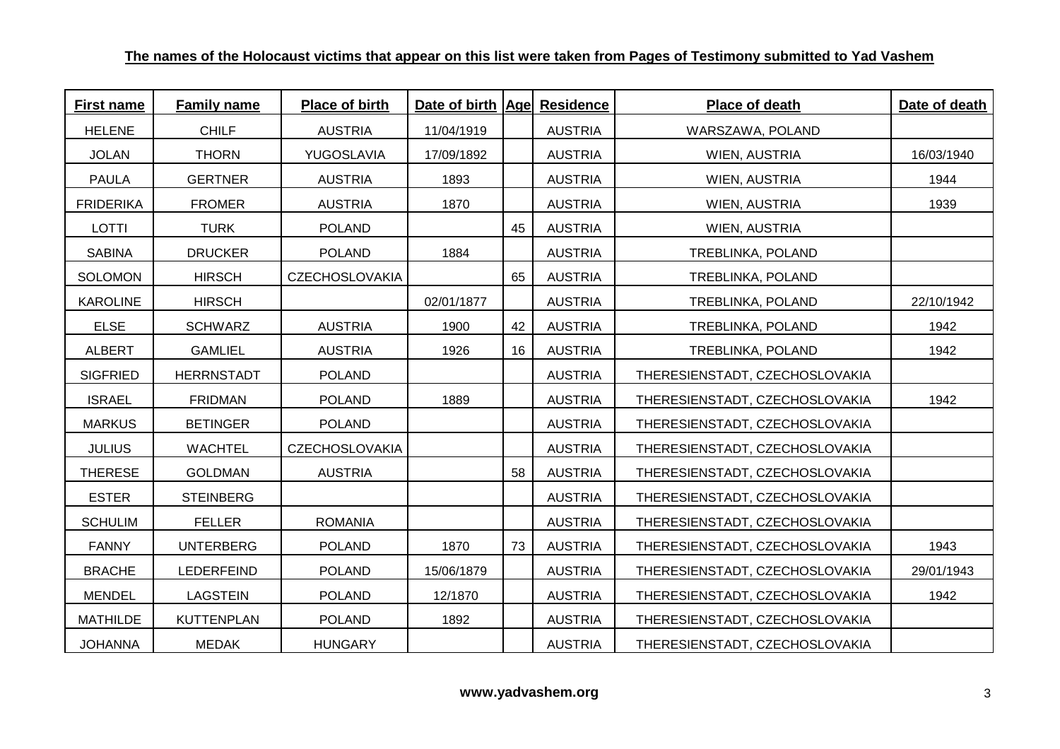**The names of the Holocaust victims that appear on this list were taken from Pages of Testimony submitted to Yad Vashem**

| First name | Family name | Place of birth | Date of birth | Age | Residence | Place of death | Date of death |
|---|---|---|---|---|---|---|---|
| HELENE | CHILF | AUSTRIA | 11/04/1919 | | AUSTRIA | WARSZAWA, POLAND | |
| JOLAN | THORN | YUGOSLAVIA | 17/09/1892 | | AUSTRIA | WIEN, AUSTRIA | 16/03/1940 |
| PAULA | GERTNER | AUSTRIA | 1893 | | AUSTRIA | WIEN, AUSTRIA | 1944 |
| FRIDERIKA | FROMER | AUSTRIA | 1870 | | AUSTRIA | WIEN, AUSTRIA | 1939 |
| LOTTI | TURK | POLAND | | 45 | AUSTRIA | WIEN, AUSTRIA | |
| SABINA | DRUCKER | POLAND | 1884 | | AUSTRIA | TREBLINKA, POLAND | |
| SOLOMON | HIRSCH | CZECHOSLOVAKIA | | 65 | AUSTRIA | TREBLINKA, POLAND | |
| KAROLINE | HIRSCH | | 02/01/1877 | | AUSTRIA | TREBLINKA, POLAND | 22/10/1942 |
| ELSE | SCHWARZ | AUSTRIA | 1900 | 42 | AUSTRIA | TREBLINKA, POLAND | 1942 |
| ALBERT | GAMLIEL | AUSTRIA | 1926 | 16 | AUSTRIA | TREBLINKA, POLAND | 1942 |
| SIGFRIED | HERRNSTADT | POLAND | | | AUSTRIA | THERESIENSTADT, CZECHOSLOVAKIA | |
| ISRAEL | FRIDMAN | POLAND | 1889 | | AUSTRIA | THERESIENSTADT, CZECHOSLOVAKIA | 1942 |
| MARKUS | BETINGER | POLAND | | | AUSTRIA | THERESIENSTADT, CZECHOSLOVAKIA | |
| JULIUS | WACHTEL | CZECHOSLOVAKIA | | | AUSTRIA | THERESIENSTADT, CZECHOSLOVAKIA | |
| THERESE | GOLDMAN | AUSTRIA | | 58 | AUSTRIA | THERESIENSTADT, CZECHOSLOVAKIA | |
| ESTER | STEINBERG | | | | AUSTRIA | THERESIENSTADT, CZECHOSLOVAKIA | |
| SCHULIM | FELLER | ROMANIA | | | AUSTRIA | THERESIENSTADT, CZECHOSLOVAKIA | |
| FANNY | UNTERBERG | POLAND | 1870 | 73 | AUSTRIA | THERESIENSTADT, CZECHOSLOVAKIA | 1943 |
| BRACHE | LEDERFEIND | POLAND | 15/06/1879 | | AUSTRIA | THERESIENSTADT, CZECHOSLOVAKIA | 29/01/1943 |
| MENDEL | LAGSTEIN | POLAND | 12/1870 | | AUSTRIA | THERESIENSTADT, CZECHOSLOVAKIA | 1942 |
| MATHILDE | KUTTENPLAN | POLAND | 1892 | | AUSTRIA | THERESIENSTADT, CZECHOSLOVAKIA | |
| JOHANNA | MEDAK | HUNGARY | | | AUSTRIA | THERESIENSTADT, CZECHOSLOVAKIA | |

**www.yadvashem.org**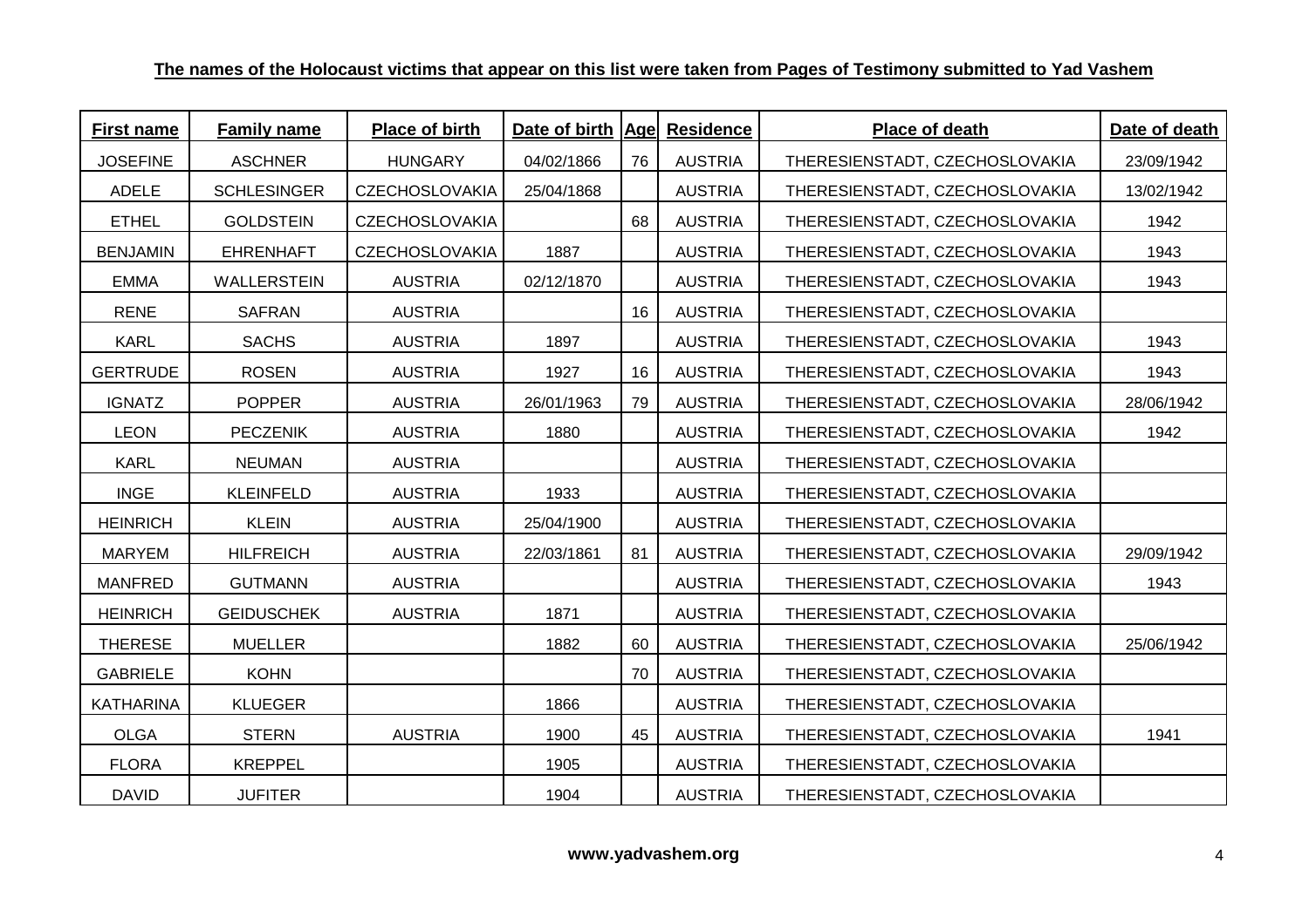**The names of the Holocaust victims that appear on this list were taken from Pages of Testimony submitted to Yad Vashem**

| First name | Family name | Place of birth | Date of birth | Age | Residence | Place of death | Date of death |
|---|---|---|---|---|---|---|---|
| JOSEFINE | ASCHNER | HUNGARY | 04/02/1866 | 76 | AUSTRIA | THERESIENSTADT, CZECHOSLOVAKIA | 23/09/1942 |
| ADELE | SCHLESINGER | CZECHOSLOVAKIA | 25/04/1868 | | AUSTRIA | THERESIENSTADT, CZECHOSLOVAKIA | 13/02/1942 |
| ETHEL | GOLDSTEIN | CZECHOSLOVAKIA | | 68 | AUSTRIA | THERESIENSTADT, CZECHOSLOVAKIA | 1942 |
| BENJAMIN | EHRENHAFT | CZECHOSLOVAKIA | 1887 | | AUSTRIA | THERESIENSTADT, CZECHOSLOVAKIA | 1943 |
| EMMA | WALLERSTEIN | AUSTRIA | 02/12/1870 | | AUSTRIA | THERESIENSTADT, CZECHOSLOVAKIA | 1943 |
| RENE | SAFRAN | AUSTRIA | | 16 | AUSTRIA | THERESIENSTADT, CZECHOSLOVAKIA | |
| KARL | SACHS | AUSTRIA | 1897 | | AUSTRIA | THERESIENSTADT, CZECHOSLOVAKIA | 1943 |
| GERTRUDE | ROSEN | AUSTRIA | 1927 | 16 | AUSTRIA | THERESIENSTADT, CZECHOSLOVAKIA | 1943 |
| IGNATZ | POPPER | AUSTRIA | 26/01/1963 | 79 | AUSTRIA | THERESIENSTADT, CZECHOSLOVAKIA | 28/06/1942 |
| LEON | PECZENIK | AUSTRIA | 1880 | | AUSTRIA | THERESIENSTADT, CZECHOSLOVAKIA | 1942 |
| KARL | NEUMAN | AUSTRIA | | | AUSTRIA | THERESIENSTADT, CZECHOSLOVAKIA | |
| INGE | KLEINFELD | AUSTRIA | 1933 | | AUSTRIA | THERESIENSTADT, CZECHOSLOVAKIA | |
| HEINRICH | KLEIN | AUSTRIA | 25/04/1900 | | AUSTRIA | THERESIENSTADT, CZECHOSLOVAKIA | |
| MARYEM | HILFREICH | AUSTRIA | 22/03/1861 | 81 | AUSTRIA | THERESIENSTADT, CZECHOSLOVAKIA | 29/09/1942 |
| MANFRED | GUTMANN | AUSTRIA | | | AUSTRIA | THERESIENSTADT, CZECHOSLOVAKIA | 1943 |
| HEINRICH | GEIDUSCHEK | AUSTRIA | 1871 | | AUSTRIA | THERESIENSTADT, CZECHOSLOVAKIA | |
| THERESE | MUELLER | | 1882 | 60 | AUSTRIA | THERESIENSTADT, CZECHOSLOVAKIA | 25/06/1942 |
| GABRIELE | KOHN | | | 70 | AUSTRIA | THERESIENSTADT, CZECHOSLOVAKIA | |
| KATHARINA | KLUEGER | | 1866 | | AUSTRIA | THERESIENSTADT, CZECHOSLOVAKIA | |
| OLGA | STERN | AUSTRIA | 1900 | 45 | AUSTRIA | THERESIENSTADT, CZECHOSLOVAKIA | 1941 |
| FLORA | KREPPEL | | 1905 | | AUSTRIA | THERESIENSTADT, CZECHOSLOVAKIA | |
| DAVID | JUFITER | | 1904 | | AUSTRIA | THERESIENSTADT, CZECHOSLOVAKIA | |

**www.yadvashem.org**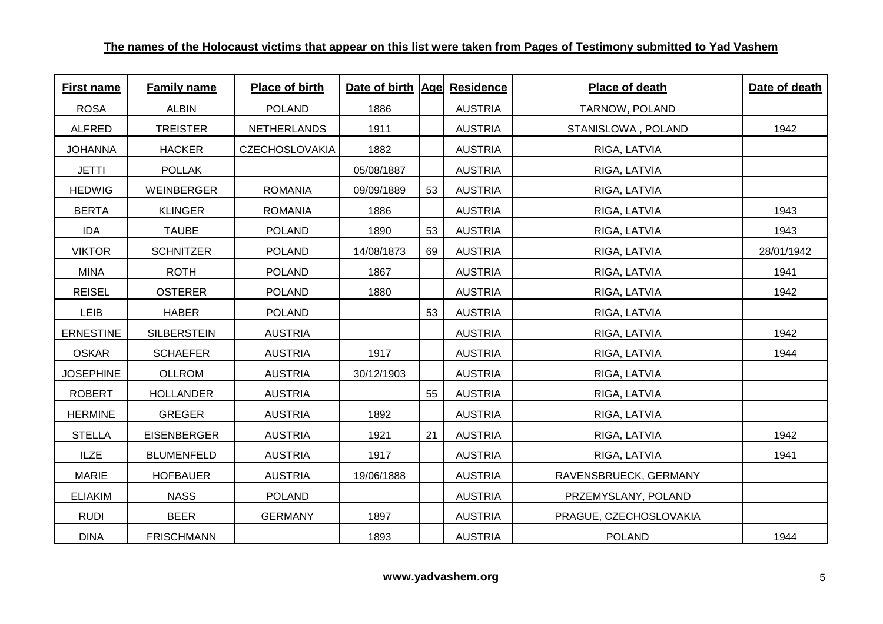**The names of the Holocaust victims that appear on this list were taken from Pages of Testimony submitted to Yad Vashem**

| First name | Family name | Place of birth | Date of birth | Age | Residence | Place of death | Date of death |
|---|---|---|---|---|---|---|---|
| ROSA | ALBIN | POLAND | 1886 | | AUSTRIA | TARNOW, POLAND | |
| ALFRED | TREISTER | NETHERLANDS | 1911 | | AUSTRIA | STANISLOWA , POLAND | 1942 |
| JOHANNA | HACKER | CZECHOSLOVAKIA | 1882 | | AUSTRIA | RIGA, LATVIA | |
| JETTI | POLLAK | | 05/08/1887 | | AUSTRIA | RIGA, LATVIA | |
| HEDWIG | WEINBERGER | ROMANIA | 09/09/1889 | 53 | AUSTRIA | RIGA, LATVIA | |
| BERTA | KLINGER | ROMANIA | 1886 | | AUSTRIA | RIGA, LATVIA | 1943 |
| IDA | TAUBE | POLAND | 1890 | 53 | AUSTRIA | RIGA, LATVIA | 1943 |
| VIKTOR | SCHNITZER | POLAND | 14/08/1873 | 69 | AUSTRIA | RIGA, LATVIA | 28/01/1942 |
| MINA | ROTH | POLAND | 1867 | | AUSTRIA | RIGA, LATVIA | 1941 |
| REISEL | OSTERER | POLAND | 1880 | | AUSTRIA | RIGA, LATVIA | 1942 |
| LEIB | HABER | POLAND | | 53 | AUSTRIA | RIGA, LATVIA | |
| ERNESTINE | SILBERSTEIN | AUSTRIA | | | AUSTRIA | RIGA, LATVIA | 1942 |
| OSKAR | SCHAEFER | AUSTRIA | 1917 | | AUSTRIA | RIGA, LATVIA | 1944 |
| JOSEPHINE | OLLROM | AUSTRIA | 30/12/1903 | | AUSTRIA | RIGA, LATVIA | |
| ROBERT | HOLLANDER | AUSTRIA | | 55 | AUSTRIA | RIGA, LATVIA | |
| HERMINE | GREGER | AUSTRIA | 1892 | | AUSTRIA | RIGA, LATVIA | |
| STELLA | EISENBERGER | AUSTRIA | 1921 | 21 | AUSTRIA | RIGA, LATVIA | 1942 |
| ILZE | BLUMENFELD | AUSTRIA | 1917 | | AUSTRIA | RIGA, LATVIA | 1941 |
| MARIE | HOFBAUER | AUSTRIA | 19/06/1888 | | AUSTRIA | RAVENSBRUECK, GERMANY | |
| ELIAKIM | NASS | POLAND | | | AUSTRIA | PRZEMYSLANY, POLAND | |
| RUDI | BEER | GERMANY | 1897 | | AUSTRIA | PRAGUE, CZECHOSLOVAKIA | |
| DINA | FRISCHMANN | | 1893 | | AUSTRIA | POLAND | 1944 |

**www.yadvashem.org**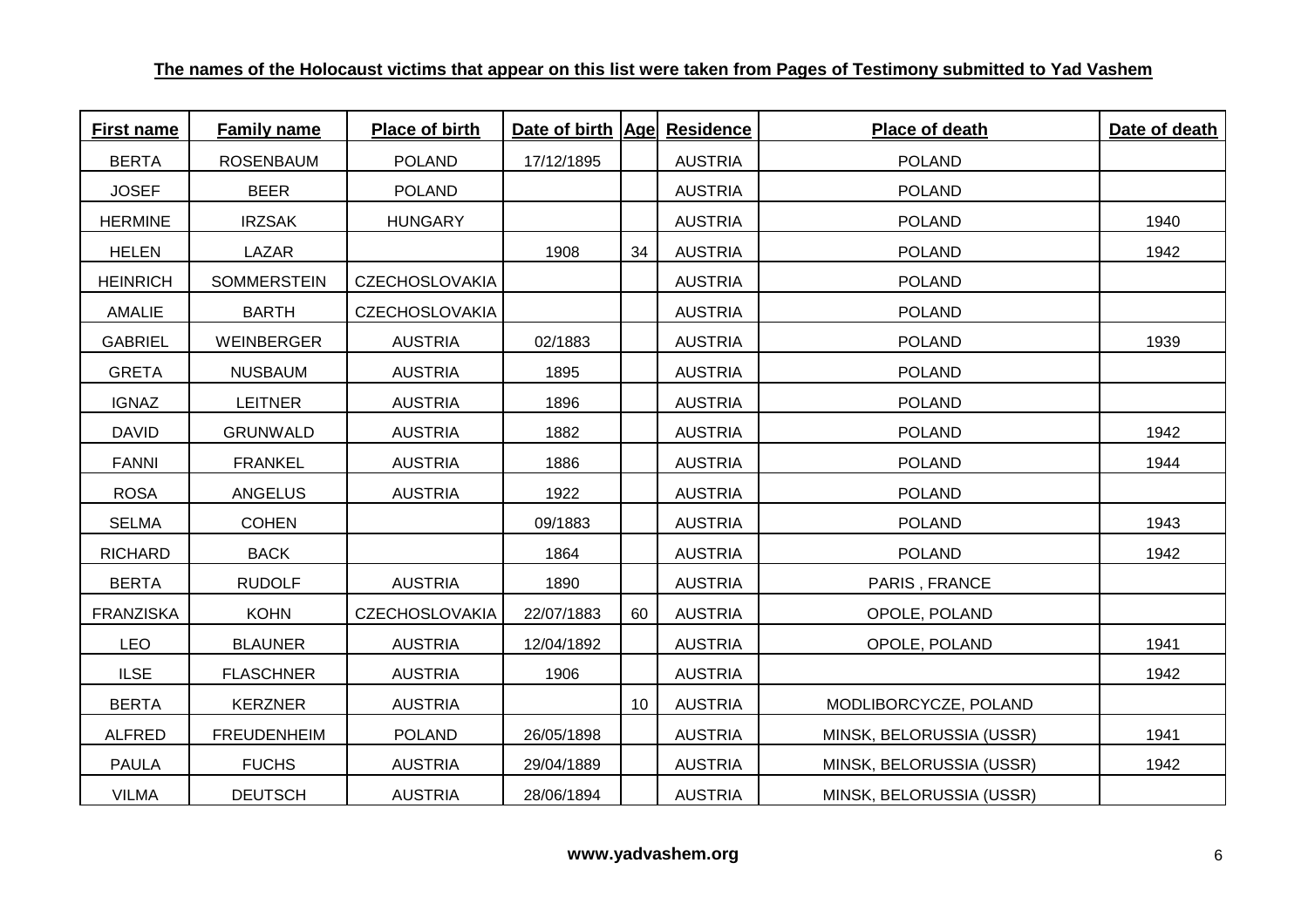**The names of the Holocaust victims that appear on this list were taken from Pages of Testimony submitted to Yad Vashem**

| First name | Family name | Place of birth | Date of birth | Age | Residence | Place of death | Date of death |
|---|---|---|---|---|---|---|---|
| BERTA | ROSENBAUM | POLAND | 17/12/1895 | | AUSTRIA | POLAND | |
| JOSEF | BEER | POLAND | | | AUSTRIA | POLAND | |
| HERMINE | IRZSAK | HUNGARY | | | AUSTRIA | POLAND | 1940 |
| HELEN | LAZAR | | 1908 | 34 | AUSTRIA | POLAND | 1942 |
| HEINRICH | SOMMERSTEIN | CZECHOSLOVAKIA | | | AUSTRIA | POLAND | |
| AMALIE | BARTH | CZECHOSLOVAKIA | | | AUSTRIA | POLAND | |
| GABRIEL | WEINBERGER | AUSTRIA | 02/1883 | | AUSTRIA | POLAND | 1939 |
| GRETA | NUSBAUM | AUSTRIA | 1895 | | AUSTRIA | POLAND | |
| IGNAZ | LEITNER | AUSTRIA | 1896 | | AUSTRIA | POLAND | |
| DAVID | GRUNWALD | AUSTRIA | 1882 | | AUSTRIA | POLAND | 1942 |
| FANNI | FRANKEL | AUSTRIA | 1886 | | AUSTRIA | POLAND | 1944 |
| ROSA | ANGELUS | AUSTRIA | 1922 | | AUSTRIA | POLAND | |
| SELMA | COHEN | | 09/1883 | | AUSTRIA | POLAND | 1943 |
| RICHARD | BACK | | 1864 | | AUSTRIA | POLAND | 1942 |
| BERTA | RUDOLF | AUSTRIA | 1890 | | AUSTRIA | PARIS , FRANCE | |
| FRANZISKA | KOHN | CZECHOSLOVAKIA | 22/07/1883 | 60 | AUSTRIA | OPOLE, POLAND | |
| LEO | BLAUNER | AUSTRIA | 12/04/1892 | | AUSTRIA | OPOLE, POLAND | 1941 |
| ILSE | FLASCHNER | AUSTRIA | 1906 | | AUSTRIA | | 1942 |
| BERTA | KERZNER | AUSTRIA | | 10 | AUSTRIA | MODLIBORCYCZE, POLAND | |
| ALFRED | FREUDENHEIM | POLAND | 26/05/1898 | | AUSTRIA | MINSK, BELORUSSIA (USSR) | 1941 |
| PAULA | FUCHS | AUSTRIA | 29/04/1889 | | AUSTRIA | MINSK, BELORUSSIA (USSR) | 1942 |
| VILMA | DEUTSCH | AUSTRIA | 28/06/1894 | | AUSTRIA | MINSK, BELORUSSIA (USSR) | |

**www.yadvashem.org**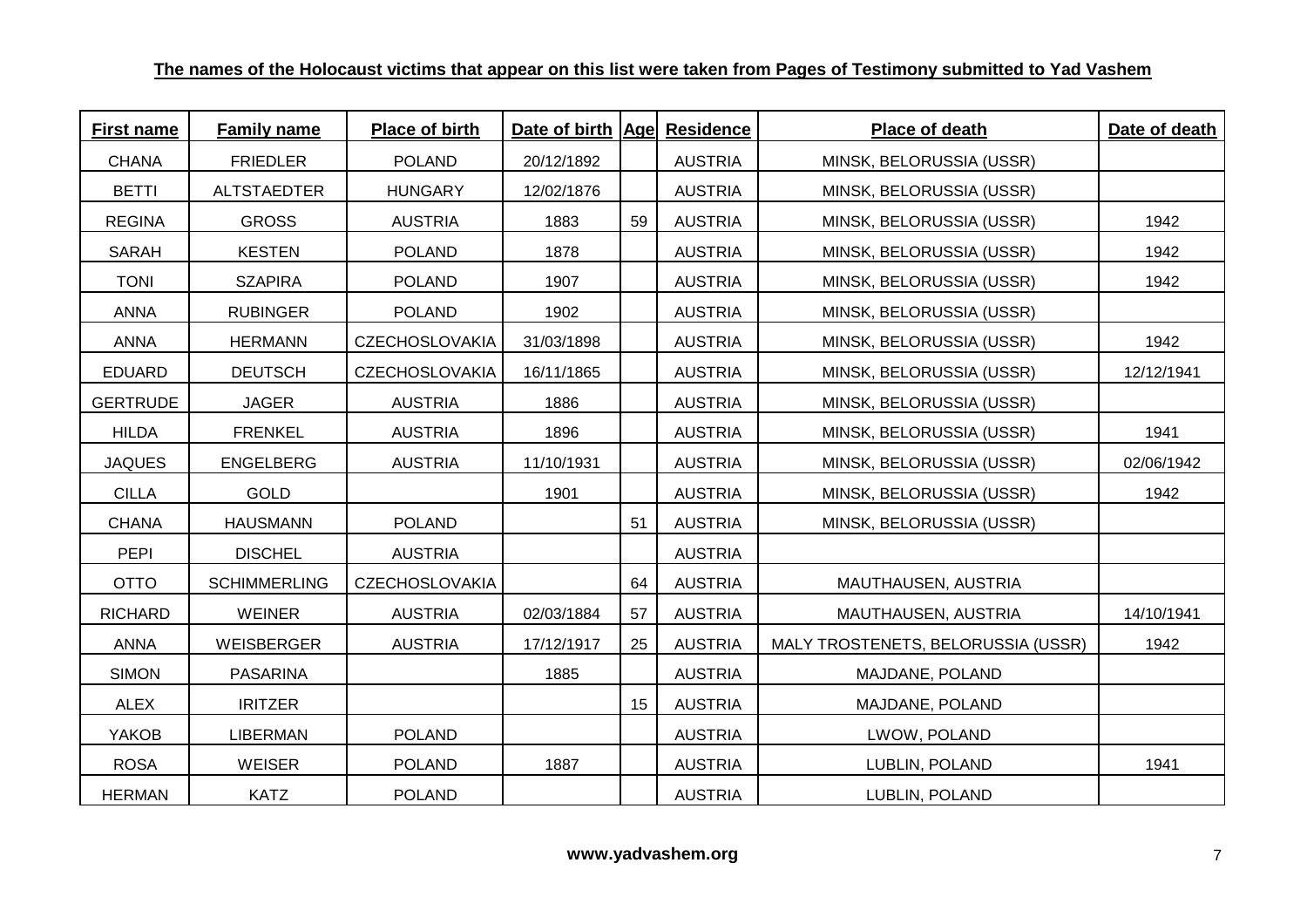**The names of the Holocaust victims that appear on this list were taken from Pages of Testimony submitted to Yad Vashem**

| First name | Family name | Place of birth | Date of birth | Age | Residence | Place of death | Date of death |
|---|---|---|---|---|---|---|---|
| CHANA | FRIEDLER | POLAND | 20/12/1892 | | AUSTRIA | MINSK, BELORUSSIA (USSR) | |
| BETTI | ALTSTAEDTER | HUNGARY | 12/02/1876 | | AUSTRIA | MINSK, BELORUSSIA (USSR) | |
| REGINA | GROSS | AUSTRIA | 1883 | 59 | AUSTRIA | MINSK, BELORUSSIA (USSR) | 1942 |
| SARAH | KESTEN | POLAND | 1878 | | AUSTRIA | MINSK, BELORUSSIA (USSR) | 1942 |
| TONI | SZAPIRA | POLAND | 1907 | | AUSTRIA | MINSK, BELORUSSIA (USSR) | 1942 |
| ANNA | RUBINGER | POLAND | 1902 | | AUSTRIA | MINSK, BELORUSSIA (USSR) | |
| ANNA | HERMANN | CZECHOSLOVAKIA | 31/03/1898 | | AUSTRIA | MINSK, BELORUSSIA (USSR) | 1942 |
| EDUARD | DEUTSCH | CZECHOSLOVAKIA | 16/11/1865 | | AUSTRIA | MINSK, BELORUSSIA (USSR) | 12/12/1941 |
| GERTRUDE | JAGER | AUSTRIA | 1886 | | AUSTRIA | MINSK, BELORUSSIA (USSR) | |
| HILDA | FRENKEL | AUSTRIA | 1896 | | AUSTRIA | MINSK, BELORUSSIA (USSR) | 1941 |
| JAQUES | ENGELBERG | AUSTRIA | 11/10/1931 | | AUSTRIA | MINSK, BELORUSSIA (USSR) | 02/06/1942 |
| CILLA | GOLD | | 1901 | | AUSTRIA | MINSK, BELORUSSIA (USSR) | 1942 |
| CHANA | HAUSMANN | POLAND | | 51 | AUSTRIA | MINSK, BELORUSSIA (USSR) | |
| PEPI | DISCHEL | AUSTRIA | | | AUSTRIA | | |
| OTTO | SCHIMMERLING | CZECHOSLOVAKIA | | 64 | AUSTRIA | MAUTHAUSEN, AUSTRIA | |
| RICHARD | WEINER | AUSTRIA | 02/03/1884 | 57 | AUSTRIA | MAUTHAUSEN, AUSTRIA | 14/10/1941 |
| ANNA | WEISBERGER | AUSTRIA | 17/12/1917 | 25 | AUSTRIA | MALY TROSTENETS, BELORUSSIA (USSR) | 1942 |
| SIMON | PASARINA | | 1885 | | AUSTRIA | MAJDANE, POLAND | |
| ALEX | IRITZER | | | 15 | AUSTRIA | MAJDANE, POLAND | |
| YAKOB | LIBERMAN | POLAND | | | AUSTRIA | LWOW, POLAND | |
| ROSA | WEISER | POLAND | 1887 | | AUSTRIA | LUBLIN, POLAND | 1941 |
| HERMAN | KATZ | POLAND | | | AUSTRIA | LUBLIN, POLAND | |

**www.yadvashem.org**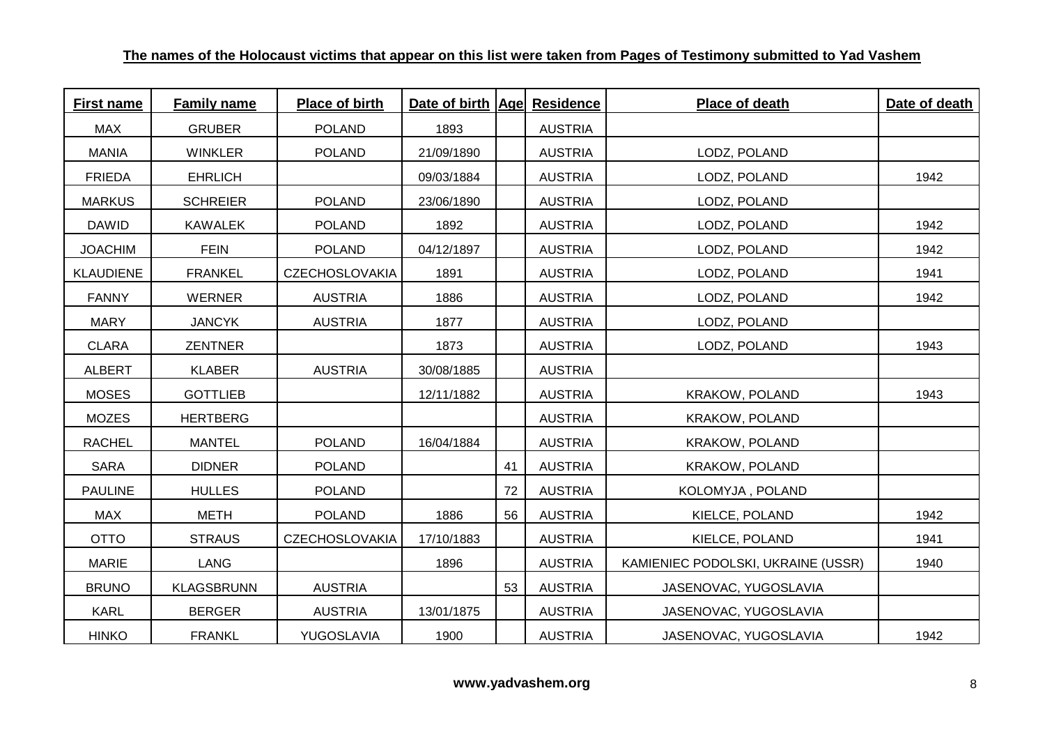**The names of the Holocaust victims that appear on this list were taken from Pages of Testimony submitted to Yad Vashem**

| First name | Family name | Place of birth | Date of birth | Age | Residence | Place of death | Date of death |
|---|---|---|---|---|---|---|---|
| MAX | GRUBER | POLAND | 1893 | | AUSTRIA | | |
| MANIA | WINKLER | POLAND | 21/09/1890 | | AUSTRIA | LODZ, POLAND | |
| FRIEDA | EHRLICH | | 09/03/1884 | | AUSTRIA | LODZ, POLAND | 1942 |
| MARKUS | SCHREIER | POLAND | 23/06/1890 | | AUSTRIA | LODZ, POLAND | |
| DAWID | KAWALEK | POLAND | 1892 | | AUSTRIA | LODZ, POLAND | 1942 |
| JOACHIM | FEIN | POLAND | 04/12/1897 | | AUSTRIA | LODZ, POLAND | 1942 |
| KLAUDIENE | FRANKEL | CZECHOSLOVAKIA | 1891 | | AUSTRIA | LODZ, POLAND | 1941 |
| FANNY | WERNER | AUSTRIA | 1886 | | AUSTRIA | LODZ, POLAND | 1942 |
| MARY | JANCYK | AUSTRIA | 1877 | | AUSTRIA | LODZ, POLAND | |
| CLARA | ZENTNER | | 1873 | | AUSTRIA | LODZ, POLAND | 1943 |
| ALBERT | KLABER | AUSTRIA | 30/08/1885 | | AUSTRIA | | |
| MOSES | GOTTLIEB | | 12/11/1882 | | AUSTRIA | KRAKOW, POLAND | 1943 |
| MOZES | HERTBERG | | | | AUSTRIA | KRAKOW, POLAND | |
| RACHEL | MANTEL | POLAND | 16/04/1884 | | AUSTRIA | KRAKOW, POLAND | |
| SARA | DIDNER | POLAND | | 41 | AUSTRIA | KRAKOW, POLAND | |
| PAULINE | HULLES | POLAND | | 72 | AUSTRIA | KOLOMYJA , POLAND | |
| MAX | METH | POLAND | 1886 | 56 | AUSTRIA | KIELCE, POLAND | 1942 |
| OTTO | STRAUS | CZECHOSLOVAKIA | 17/10/1883 | | AUSTRIA | KIELCE, POLAND | 1941 |
| MARIE | LANG | | 1896 | | AUSTRIA | KAMIENIEC PODOLSKI, UKRAINE (USSR) | 1940 |
| BRUNO | KLAGSBRUNN | AUSTRIA | | 53 | AUSTRIA | JASENOVAC, YUGOSLAVIA | |
| KARL | BERGER | AUSTRIA | 13/01/1875 | | AUSTRIA | JASENOVAC, YUGOSLAVIA | |
| HINKO | FRANKL | YUGOSLAVIA | 1900 | | AUSTRIA | JASENOVAC, YUGOSLAVIA | 1942 |

**www.yadvashem.org**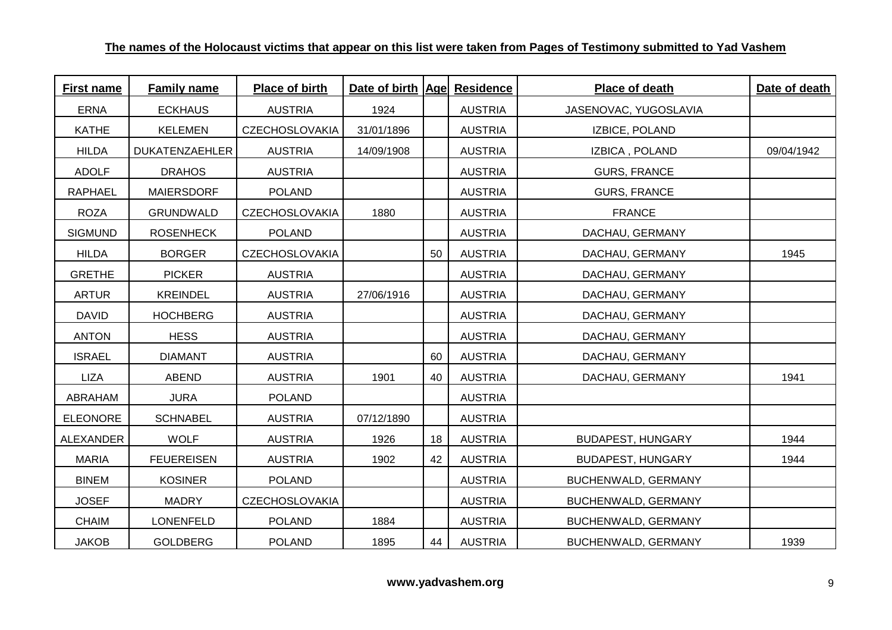**The names of the Holocaust victims that appear on this list were taken from Pages of Testimony submitted to Yad Vashem**

| First name | Family name | Place of birth | Date of birth | Age | Residence | Place of death | Date of death |
|---|---|---|---|---|---|---|---|
| ERNA | ECKHAUS | AUSTRIA | 1924 | | AUSTRIA | JASENOVAC, YUGOSLAVIA | |
| KATHE | KELEMEN | CZECHOSLOVAKIA | 31/01/1896 | | AUSTRIA | IZBICE, POLAND | |
| HILDA | DUKATENZAEHLER | AUSTRIA | 14/09/1908 | | AUSTRIA | IZBICA , POLAND | 09/04/1942 |
| ADOLF | DRAHOS | AUSTRIA | | | AUSTRIA | GURS, FRANCE | |
| RAPHAEL | MAIERSDORF | POLAND | | | AUSTRIA | GURS, FRANCE | |
| ROZA | GRUNDWALD | CZECHOSLOVAKIA | 1880 | | AUSTRIA | FRANCE | |
| SIGMUND | ROSENHECK | POLAND | | | AUSTRIA | DACHAU, GERMANY | |
| HILDA | BORGER | CZECHOSLOVAKIA | | 50 | AUSTRIA | DACHAU, GERMANY | 1945 |
| GRETHE | PICKER | AUSTRIA | | | AUSTRIA | DACHAU, GERMANY | |
| ARTUR | KREINDEL | AUSTRIA | 27/06/1916 | | AUSTRIA | DACHAU, GERMANY | |
| DAVID | HOCHBERG | AUSTRIA | | | AUSTRIA | DACHAU, GERMANY | |
| ANTON | HESS | AUSTRIA | | | AUSTRIA | DACHAU, GERMANY | |
| ISRAEL | DIAMANT | AUSTRIA | | 60 | AUSTRIA | DACHAU, GERMANY | |
| LIZA | ABEND | AUSTRIA | 1901 | 40 | AUSTRIA | DACHAU, GERMANY | 1941 |
| ABRAHAM | JURA | POLAND | | | AUSTRIA | | |
| ELEONORE | SCHNABEL | AUSTRIA | 07/12/1890 | | AUSTRIA | | |
| ALEXANDER | WOLF | AUSTRIA | 1926 | 18 | AUSTRIA | BUDAPEST, HUNGARY | 1944 |
| MARIA | FEUEREISEN | AUSTRIA | 1902 | 42 | AUSTRIA | BUDAPEST, HUNGARY | 1944 |
| BINEM | KOSINER | POLAND | | | AUSTRIA | BUCHENWALD, GERMANY | |
| JOSEF | MADRY | CZECHOSLOVAKIA | | | AUSTRIA | BUCHENWALD, GERMANY | |
| CHAIM | LONENFELD | POLAND | 1884 | | AUSTRIA | BUCHENWALD, GERMANY | |
| JAKOB | GOLDBERG | POLAND | 1895 | 44 | AUSTRIA | BUCHENWALD, GERMANY | 1939 |

**www.yadvashem.org**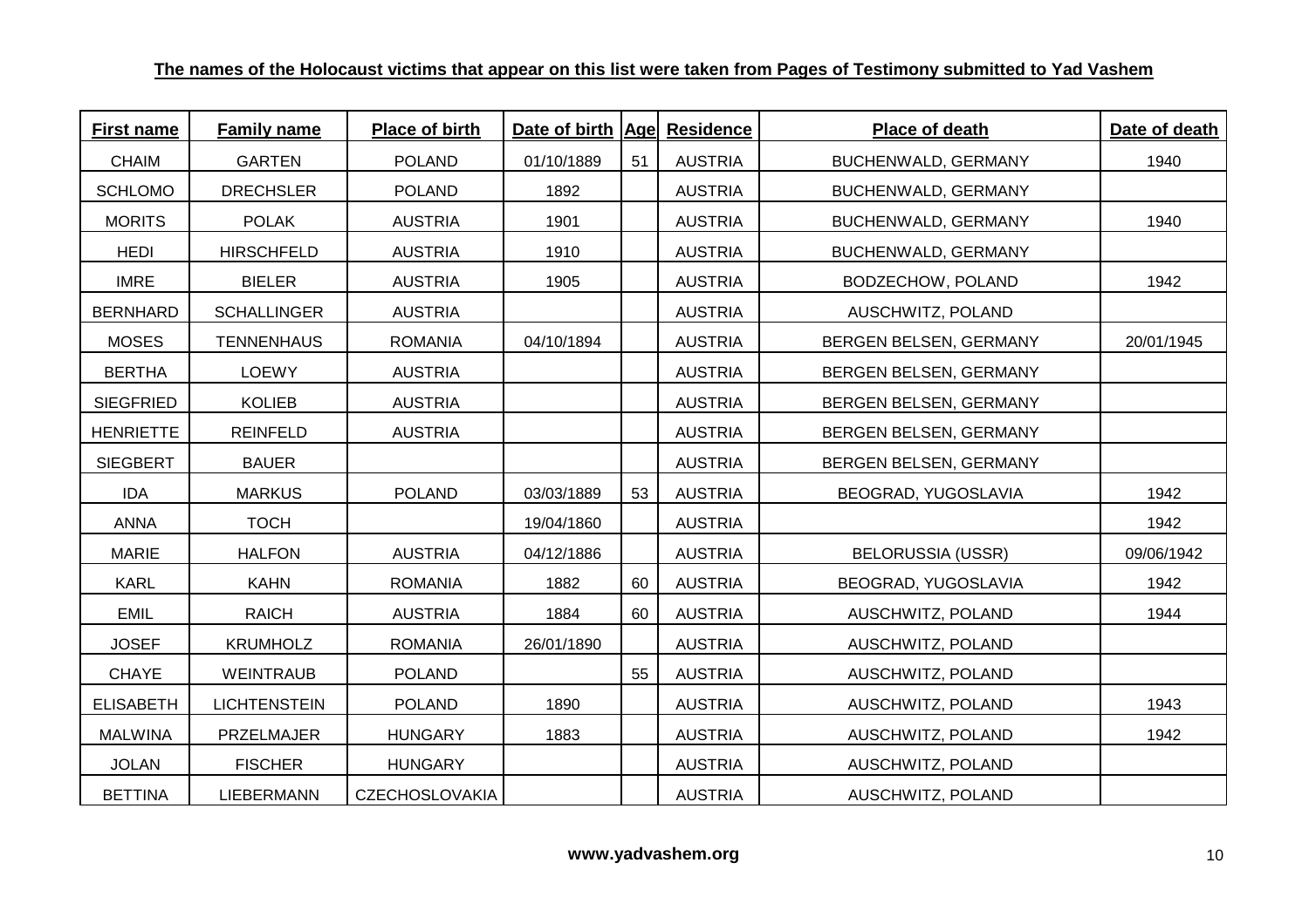**The names of the Holocaust victims that appear on this list were taken from Pages of Testimony submitted to Yad Vashem**

| First name | Family name | Place of birth | Date of birth | Age | Residence | Place of death | Date of death |
|---|---|---|---|---|---|---|---|
| CHAIM | GARTEN | POLAND | 01/10/1889 | 51 | AUSTRIA | BUCHENWALD, GERMANY | 1940 |
| SCHLOMO | DRECHSLER | POLAND | 1892 | | AUSTRIA | BUCHENWALD, GERMANY | |
| MORITS | POLAK | AUSTRIA | 1901 | | AUSTRIA | BUCHENWALD, GERMANY | 1940 |
| HEDI | HIRSCHFELD | AUSTRIA | 1910 | | AUSTRIA | BUCHENWALD, GERMANY | |
| IMRE | BIELER | AUSTRIA | 1905 | | AUSTRIA | BODZECHOW, POLAND | 1942 |
| BERNHARD | SCHALLINGER | AUSTRIA | | | AUSTRIA | AUSCHWITZ, POLAND | |
| MOSES | TENNENHAUS | ROMANIA | 04/10/1894 | | AUSTRIA | BERGEN BELSEN, GERMANY | 20/01/1945 |
| BERTHA | LOEWY | AUSTRIA | | | AUSTRIA | BERGEN BELSEN, GERMANY | |
| SIEGFRIED | KOLIEB | AUSTRIA | | | AUSTRIA | BERGEN BELSEN, GERMANY | |
| HENRIETTE | REINFELD | AUSTRIA | | | AUSTRIA | BERGEN BELSEN, GERMANY | |
| SIEGBERT | BAUER | | | | AUSTRIA | BERGEN BELSEN, GERMANY | |
| IDA | MARKUS | POLAND | 03/03/1889 | 53 | AUSTRIA | BEOGRAD, YUGOSLAVIA | 1942 |
| ANNA | TOCH | | 19/04/1860 | | AUSTRIA | | 1942 |
| MARIE | HALFON | AUSTRIA | 04/12/1886 | | AUSTRIA | BELORUSSIA (USSR) | 09/06/1942 |
| KARL | KAHN | ROMANIA | 1882 | 60 | AUSTRIA | BEOGRAD, YUGOSLAVIA | 1942 |
| EMIL | RAICH | AUSTRIA | 1884 | 60 | AUSTRIA | AUSCHWITZ, POLAND | 1944 |
| JOSEF | KRUMHOLZ | ROMANIA | 26/01/1890 | | AUSTRIA | AUSCHWITZ, POLAND | |
| CHAYE | WEINTRAUB | POLAND | | 55 | AUSTRIA | AUSCHWITZ, POLAND | |
| ELISABETH | LICHTENSTEIN | POLAND | 1890 | | AUSTRIA | AUSCHWITZ, POLAND | 1943 |
| MALWINA | PRZELMAJER | HUNGARY | 1883 | | AUSTRIA | AUSCHWITZ, POLAND | 1942 |
| JOLAN | FISCHER | HUNGARY | | | AUSTRIA | AUSCHWITZ, POLAND | |
| BETTINA | LIEBERMANN | CZECHOSLOVAKIA | | | AUSTRIA | AUSCHWITZ, POLAND | |

**www.yadvashem.org**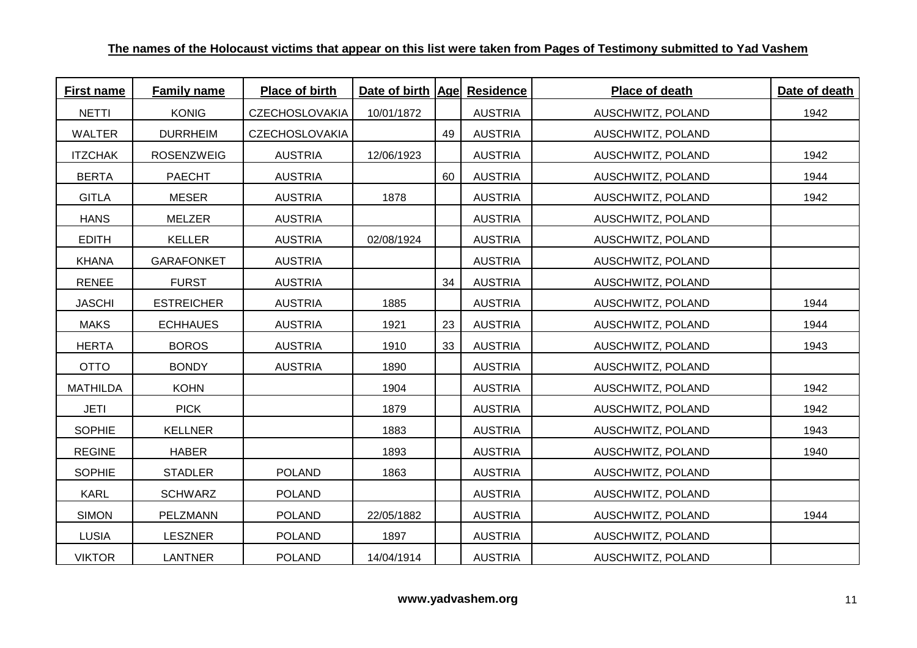**The names of the Holocaust victims that appear on this list were taken from Pages of Testimony submitted to Yad Vashem**

| First name | Family name | Place of birth | Date of birth | Age | Residence | Place of death | Date of death |
|---|---|---|---|---|---|---|---|
| NETTI | KONIG | CZECHOSLOVAKIA | 10/01/1872 | | AUSTRIA | AUSCHWITZ, POLAND | 1942 |
| WALTER | DURRHEIM | CZECHOSLOVAKIA | | 49 | AUSTRIA | AUSCHWITZ, POLAND | |
| ITZCHAK | ROSENZWEIG | AUSTRIA | 12/06/1923 | | AUSTRIA | AUSCHWITZ, POLAND | 1942 |
| BERTA | PAECHT | AUSTRIA | | 60 | AUSTRIA | AUSCHWITZ, POLAND | 1944 |
| GITLA | MESER | AUSTRIA | 1878 | | AUSTRIA | AUSCHWITZ, POLAND | 1942 |
| HANS | MELZER | AUSTRIA | | | AUSTRIA | AUSCHWITZ, POLAND | |
| EDITH | KELLER | AUSTRIA | 02/08/1924 | | AUSTRIA | AUSCHWITZ, POLAND | |
| KHANA | GARAFONKET | AUSTRIA | | | AUSTRIA | AUSCHWITZ, POLAND | |
| RENEE | FURST | AUSTRIA | | 34 | AUSTRIA | AUSCHWITZ, POLAND | |
| JASCHI | ESTREICHER | AUSTRIA | 1885 | | AUSTRIA | AUSCHWITZ, POLAND | 1944 |
| MAKS | ECHHAUES | AUSTRIA | 1921 | 23 | AUSTRIA | AUSCHWITZ, POLAND | 1944 |
| HERTA | BOROS | AUSTRIA | 1910 | 33 | AUSTRIA | AUSCHWITZ, POLAND | 1943 |
| OTTO | BONDY | AUSTRIA | 1890 | | AUSTRIA | AUSCHWITZ, POLAND | |
| MATHILDA | KOHN | | 1904 | | AUSTRIA | AUSCHWITZ, POLAND | 1942 |
| JETI | PICK | | 1879 | | AUSTRIA | AUSCHWITZ, POLAND | 1942 |
| SOPHIE | KELLNER | | 1883 | | AUSTRIA | AUSCHWITZ, POLAND | 1943 |
| REGINE | HABER | | 1893 | | AUSTRIA | AUSCHWITZ, POLAND | 1940 |
| SOPHIE | STADLER | POLAND | 1863 | | AUSTRIA | AUSCHWITZ, POLAND | |
| KARL | SCHWARZ | POLAND | | | AUSTRIA | AUSCHWITZ, POLAND | |
| SIMON | PELZMANN | POLAND | 22/05/1882 | | AUSTRIA | AUSCHWITZ, POLAND | 1944 |
| LUSIA | LESZNER | POLAND | 1897 | | AUSTRIA | AUSCHWITZ, POLAND | |
| VIKTOR | LANTNER | POLAND | 14/04/1914 | | AUSTRIA | AUSCHWITZ, POLAND | |

**www.yadvashem.org**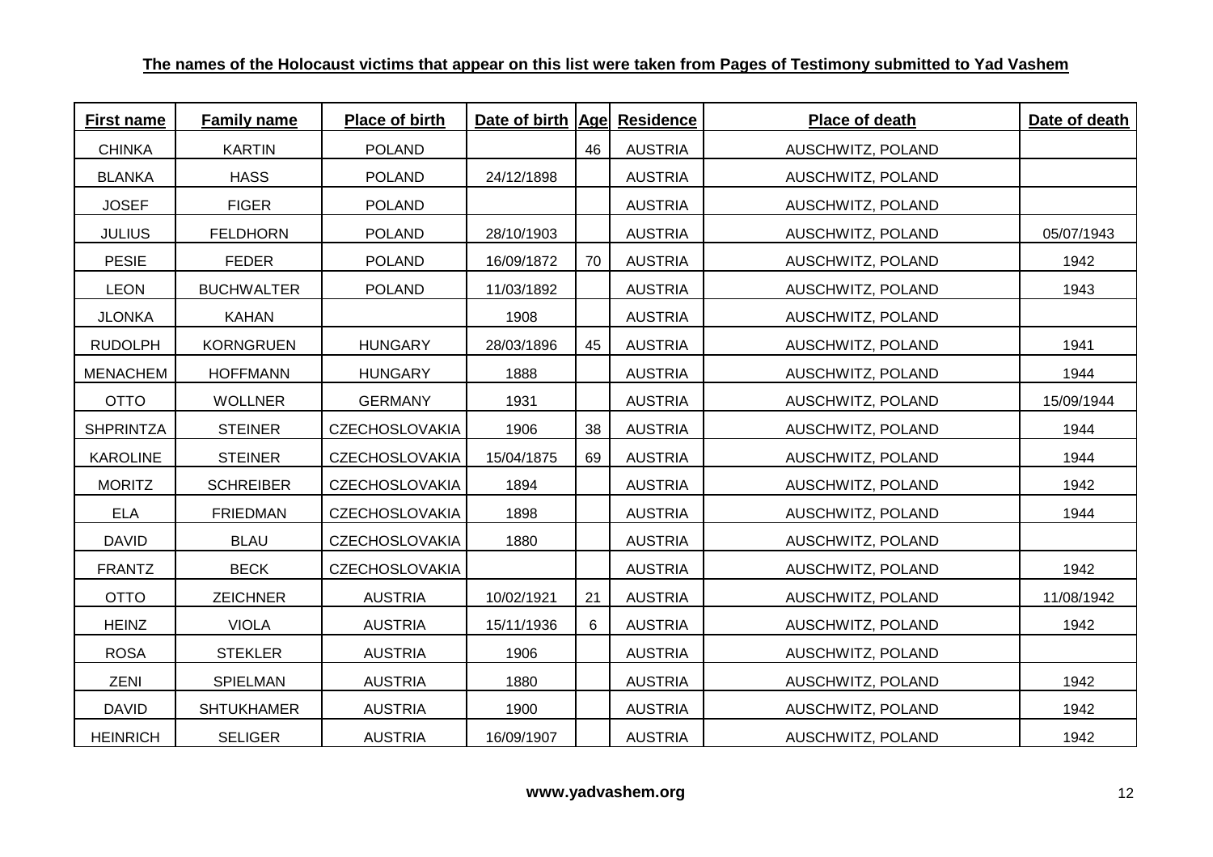**The names of the Holocaust victims that appear on this list were taken from Pages of Testimony submitted to Yad Vashem**

| First name | Family name | Place of birth | Date of birth | Age | Residence | Place of death | Date of death |
|---|---|---|---|---|---|---|---|
| CHINKA | KARTIN | POLAND | | 46 | AUSTRIA | AUSCHWITZ, POLAND | |
| BLANKA | HASS | POLAND | 24/12/1898 | | AUSTRIA | AUSCHWITZ, POLAND | |
| JOSEF | FIGER | POLAND | | | AUSTRIA | AUSCHWITZ, POLAND | |
| JULIUS | FELDHORN | POLAND | 28/10/1903 | | AUSTRIA | AUSCHWITZ, POLAND | 05/07/1943 |
| PESIE | FEDER | POLAND | 16/09/1872 | 70 | AUSTRIA | AUSCHWITZ, POLAND | 1942 |
| LEON | BUCHWALTER | POLAND | 11/03/1892 | | AUSTRIA | AUSCHWITZ, POLAND | 1943 |
| JLONKA | KAHAN | | 1908 | | AUSTRIA | AUSCHWITZ, POLAND | |
| RUDOLPH | KORNGRUEN | HUNGARY | 28/03/1896 | 45 | AUSTRIA | AUSCHWITZ, POLAND | 1941 |
| MENACHEM | HOFFMANN | HUNGARY | 1888 | | AUSTRIA | AUSCHWITZ, POLAND | 1944 |
| OTTO | WOLLNER | GERMANY | 1931 | | AUSTRIA | AUSCHWITZ, POLAND | 15/09/1944 |
| SHPRINTZA | STEINER | CZECHOSLOVAKIA | 1906 | 38 | AUSTRIA | AUSCHWITZ, POLAND | 1944 |
| KAROLINE | STEINER | CZECHOSLOVAKIA | 15/04/1875 | 69 | AUSTRIA | AUSCHWITZ, POLAND | 1944 |
| MORITZ | SCHREIBER | CZECHOSLOVAKIA | 1894 | | AUSTRIA | AUSCHWITZ, POLAND | 1942 |
| ELA | FRIEDMAN | CZECHOSLOVAKIA | 1898 | | AUSTRIA | AUSCHWITZ, POLAND | 1944 |
| DAVID | BLAU | CZECHOSLOVAKIA | 1880 | | AUSTRIA | AUSCHWITZ, POLAND | |
| FRANTZ | BECK | CZECHOSLOVAKIA | | | AUSTRIA | AUSCHWITZ, POLAND | 1942 |
| OTTO | ZEICHNER | AUSTRIA | 10/02/1921 | 21 | AUSTRIA | AUSCHWITZ, POLAND | 11/08/1942 |
| HEINZ | VIOLA | AUSTRIA | 15/11/1936 | 6 | AUSTRIA | AUSCHWITZ, POLAND | 1942 |
| ROSA | STEKLER | AUSTRIA | 1906 | | AUSTRIA | AUSCHWITZ, POLAND | |
| ZENI | SPIELMAN | AUSTRIA | 1880 | | AUSTRIA | AUSCHWITZ, POLAND | 1942 |
| DAVID | SHTUKHAMER | AUSTRIA | 1900 | | AUSTRIA | AUSCHWITZ, POLAND | 1942 |
| HEINRICH | SELIGER | AUSTRIA | 16/09/1907 | | AUSTRIA | AUSCHWITZ, POLAND | 1942 |

**www.yadvashem.org**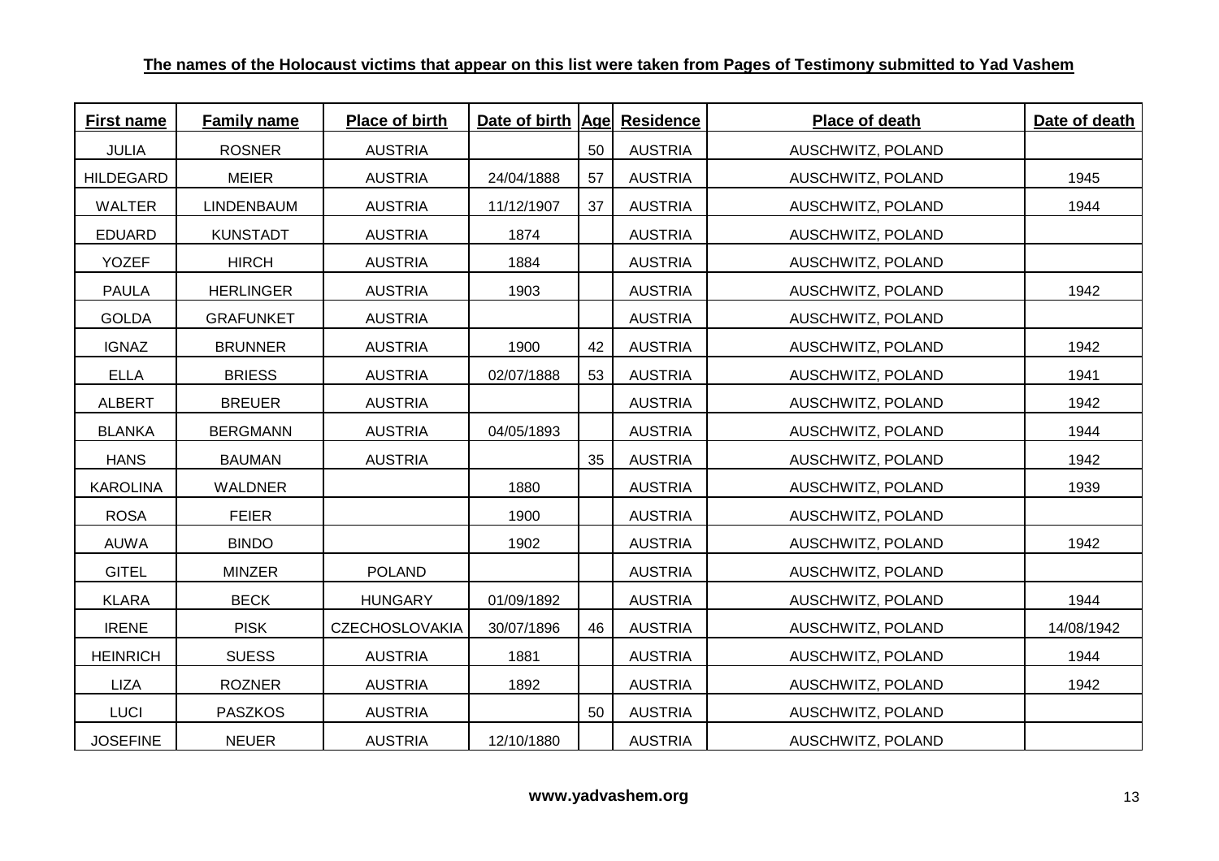**The names of the Holocaust victims that appear on this list were taken from Pages of Testimony submitted to Yad Vashem**

| First name | Family name | Place of birth | Date of birth | Age | Residence | Place of death | Date of death |
|---|---|---|---|---|---|---|---|
| JULIA | ROSNER | AUSTRIA | | 50 | AUSTRIA | AUSCHWITZ, POLAND | |
| HILDEGARD | MEIER | AUSTRIA | 24/04/1888 | 57 | AUSTRIA | AUSCHWITZ, POLAND | 1945 |
| WALTER | LINDENBAUM | AUSTRIA | 11/12/1907 | 37 | AUSTRIA | AUSCHWITZ, POLAND | 1944 |
| EDUARD | KUNSTADT | AUSTRIA | 1874 | | AUSTRIA | AUSCHWITZ, POLAND | |
| YOZEF | HIRCH | AUSTRIA | 1884 | | AUSTRIA | AUSCHWITZ, POLAND | |
| PAULA | HERLINGER | AUSTRIA | 1903 | | AUSTRIA | AUSCHWITZ, POLAND | 1942 |
| GOLDA | GRAFUNKET | AUSTRIA | | | AUSTRIA | AUSCHWITZ, POLAND | |
| IGNAZ | BRUNNER | AUSTRIA | 1900 | 42 | AUSTRIA | AUSCHWITZ, POLAND | 1942 |
| ELLA | BRIESS | AUSTRIA | 02/07/1888 | 53 | AUSTRIA | AUSCHWITZ, POLAND | 1941 |
| ALBERT | BREUER | AUSTRIA | | | AUSTRIA | AUSCHWITZ, POLAND | 1942 |
| BLANKA | BERGMANN | AUSTRIA | 04/05/1893 | | AUSTRIA | AUSCHWITZ, POLAND | 1944 |
| HANS | BAUMAN | AUSTRIA | | 35 | AUSTRIA | AUSCHWITZ, POLAND | 1942 |
| KAROLINA | WALDNER | | 1880 | | AUSTRIA | AUSCHWITZ, POLAND | 1939 |
| ROSA | FEIER | | 1900 | | AUSTRIA | AUSCHWITZ, POLAND | |
| AUWA | BINDO | | 1902 | | AUSTRIA | AUSCHWITZ, POLAND | 1942 |
| GITEL | MINZER | POLAND | | | AUSTRIA | AUSCHWITZ, POLAND | |
| KLARA | BECK | HUNGARY | 01/09/1892 | | AUSTRIA | AUSCHWITZ, POLAND | 1944 |
| IRENE | PISK | CZECHOSLOVAKIA | 30/07/1896 | 46 | AUSTRIA | AUSCHWITZ, POLAND | 14/08/1942 |
| HEINRICH | SUESS | AUSTRIA | 1881 | | AUSTRIA | AUSCHWITZ, POLAND | 1944 |
| LIZA | ROZNER | AUSTRIA | 1892 | | AUSTRIA | AUSCHWITZ, POLAND | 1942 |
| LUCI | PASZKOS | AUSTRIA | | 50 | AUSTRIA | AUSCHWITZ, POLAND | |
| JOSEFINE | NEUER | AUSTRIA | 12/10/1880 | | AUSTRIA | AUSCHWITZ, POLAND | |

**www.yadvashem.org**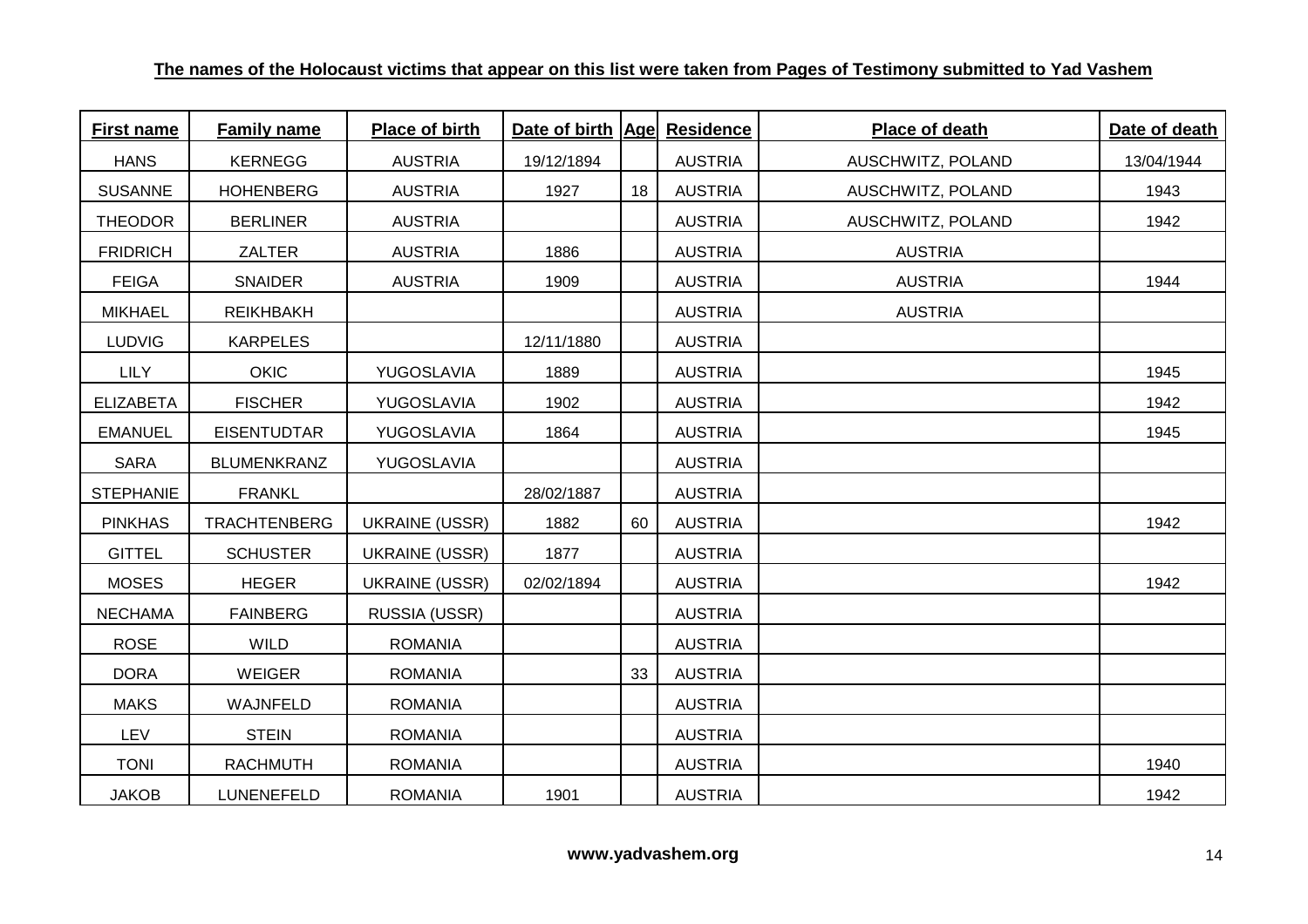**The names of the Holocaust victims that appear on this list were taken from Pages of Testimony submitted to Yad Vashem**

| First name | Family name | Place of birth | Date of birth | Age | Residence | Place of death | Date of death |
|---|---|---|---|---|---|---|---|
| HANS | KERNEGG | AUSTRIA | 19/12/1894 | | AUSTRIA | AUSCHWITZ, POLAND | 13/04/1944 |
| SUSANNE | HOHENBERG | AUSTRIA | 1927 | 18 | AUSTRIA | AUSCHWITZ, POLAND | 1943 |
| THEODOR | BERLINER | AUSTRIA | | | AUSTRIA | AUSCHWITZ, POLAND | 1942 |
| FRIDRICH | ZALTER | AUSTRIA | 1886 | | AUSTRIA | AUSTRIA | |
| FEIGA | SNAIDER | AUSTRIA | 1909 | | AUSTRIA | AUSTRIA | 1944 |
| MIKHAEL | REIKHBAKH | | | | AUSTRIA | AUSTRIA | |
| LUDVIG | KARPELES | | 12/11/1880 | | AUSTRIA | | |
| LILY | OKIC | YUGOSLAVIA | 1889 | | AUSTRIA | | 1945 |
| ELIZABETA | FISCHER | YUGOSLAVIA | 1902 | | AUSTRIA | | 1942 |
| EMANUEL | EISENTUDTAR | YUGOSLAVIA | 1864 | | AUSTRIA | | 1945 |
| SARA | BLUMENKRANZ | YUGOSLAVIA | | | AUSTRIA | | |
| STEPHANIE | FRANKL | | 28/02/1887 | | AUSTRIA | | |
| PINKHAS | TRACHTENBERG | UKRAINE (USSR) | 1882 | 60 | AUSTRIA | | 1942 |
| GITTEL | SCHUSTER | UKRAINE (USSR) | 1877 | | AUSTRIA | | |
| MOSES | HEGER | UKRAINE (USSR) | 02/02/1894 | | AUSTRIA | | 1942 |
| NECHAMA | FAINBERG | RUSSIA (USSR) | | | AUSTRIA | | |
| ROSE | WILD | ROMANIA | | | AUSTRIA | | |
| DORA | WEIGER | ROMANIA | | 33 | AUSTRIA | | |
| MAKS | WAJNFELD | ROMANIA | | | AUSTRIA | | |
| LEV | STEIN | ROMANIA | | | AUSTRIA | | |
| TONI | RACHMUTH | ROMANIA | | | AUSTRIA | | 1940 |
| JAKOB | LUNENEFELD | ROMANIA | 1901 | | AUSTRIA | | 1942 |

**www.yadvashem.org**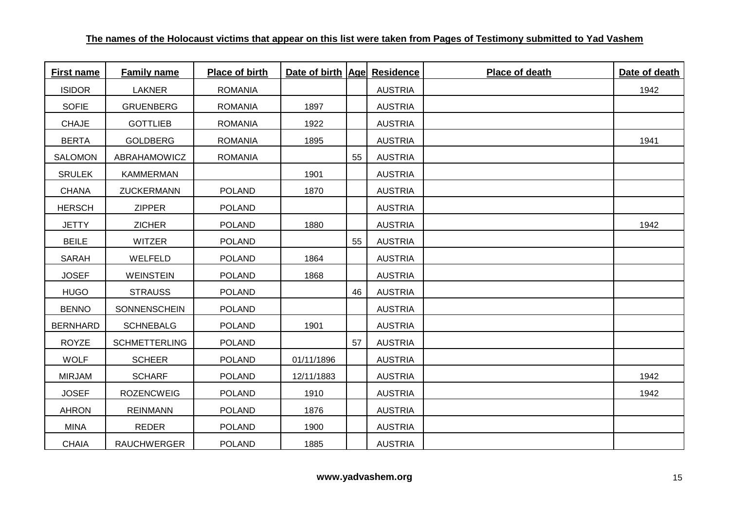**The names of the Holocaust victims that appear on this list were taken from Pages of Testimony submitted to Yad Vashem**

| First name | Family name | Place of birth | Date of birth | Age | Residence | Place of death | Date of death |
|---|---|---|---|---|---|---|---|
| ISIDOR | LAKNER | ROMANIA | | | AUSTRIA | | 1942 |
| SOFIE | GRUENBERG | ROMANIA | 1897 | | AUSTRIA | | |
| CHAJE | GOTTLIEB | ROMANIA | 1922 | | AUSTRIA | | |
| BERTA | GOLDBERG | ROMANIA | 1895 | | AUSTRIA | | 1941 |
| SALOMON | ABRAHAMOWICZ | ROMANIA | | 55 | AUSTRIA | | |
| SRULEK | KAMMERMAN | | 1901 | | AUSTRIA | | |
| CHANA | ZUCKERMANN | POLAND | 1870 | | AUSTRIA | | |
| HERSCH | ZIPPER | POLAND | | | AUSTRIA | | |
| JETTY | ZICHER | POLAND | 1880 | | AUSTRIA | | 1942 |
| BEILE | WITZER | POLAND | | 55 | AUSTRIA | | |
| SARAH | WELFELD | POLAND | 1864 | | AUSTRIA | | |
| JOSEF | WEINSTEIN | POLAND | 1868 | | AUSTRIA | | |
| HUGO | STRAUSS | POLAND | | 46 | AUSTRIA | | |
| BENNO | SONNENSCHEIN | POLAND | | | AUSTRIA | | |
| BERNHARD | SCHNEBALG | POLAND | 1901 | | AUSTRIA | | |
| ROYZE | SCHMETTERLING | POLAND | | 57 | AUSTRIA | | |
| WOLF | SCHEER | POLAND | 01/11/1896 | | AUSTRIA | | |
| MIRJAM | SCHARF | POLAND | 12/11/1883 | | AUSTRIA | | 1942 |
| JOSEF | ROZENCWEIG | POLAND | 1910 | | AUSTRIA | | 1942 |
| AHRON | REINMANN | POLAND | 1876 | | AUSTRIA | | |
| MINA | REDER | POLAND | 1900 | | AUSTRIA | | |
| CHAIA | RAUCHWERGER | POLAND | 1885 | | AUSTRIA | | |

**www.yadvashem.org**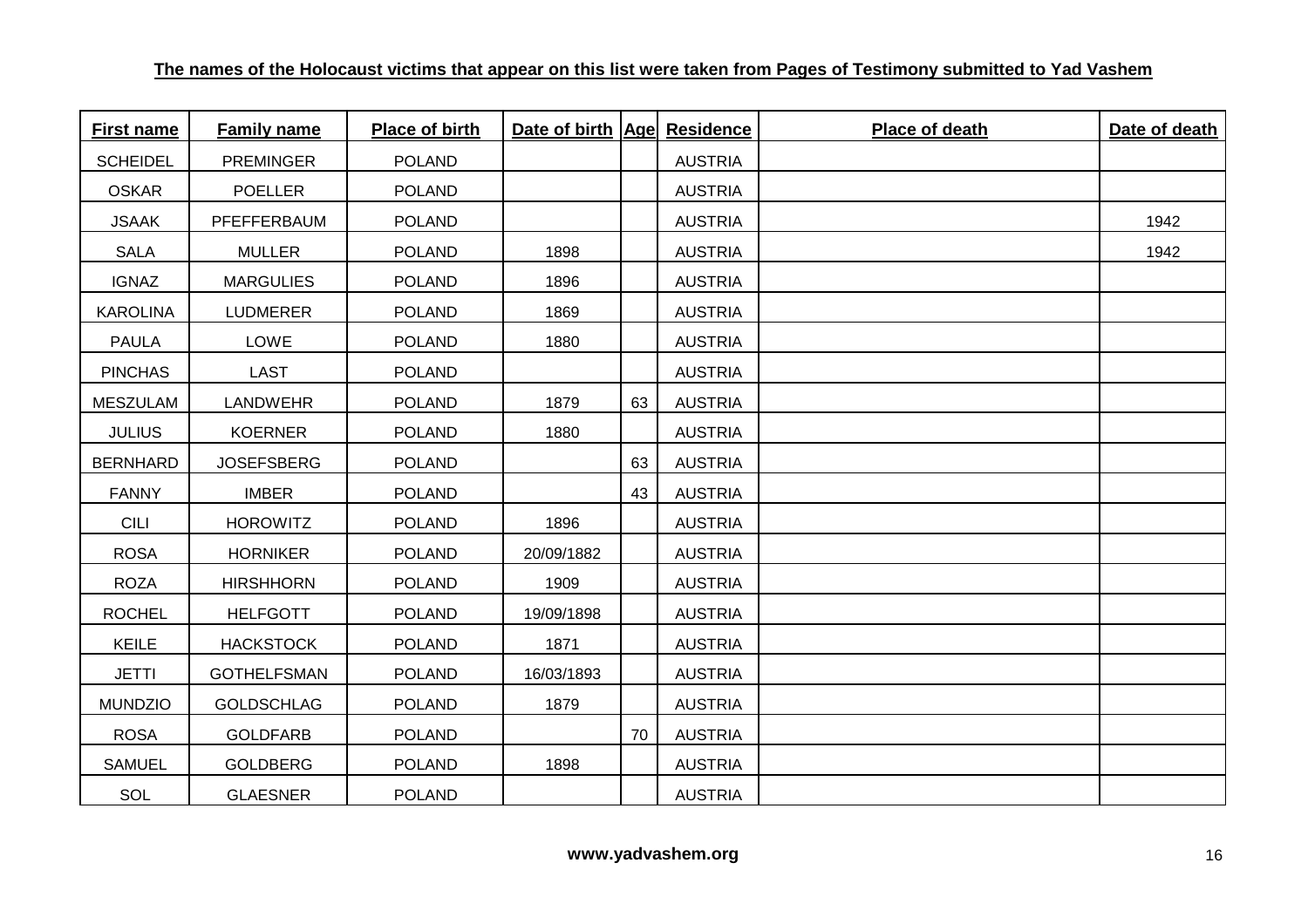**The names of the Holocaust victims that appear on this list were taken from Pages of Testimony submitted to Yad Vashem**

| First name | Family name | Place of birth | Date of birth | Age | Residence | Place of death | Date of death |
|---|---|---|---|---|---|---|---|
| SCHEIDEL | PREMINGER | POLAND | | | AUSTRIA | | |
| OSKAR | POELLER | POLAND | | | AUSTRIA | | |
| JSAAK | PFEFFERBAUM | POLAND | | | AUSTRIA | | 1942 |
| SALA | MULLER | POLAND | 1898 | | AUSTRIA | | 1942 |
| IGNAZ | MARGULIES | POLAND | 1896 | | AUSTRIA | | |
| KAROLINA | LUDMERER | POLAND | 1869 | | AUSTRIA | | |
| PAULA | LOWE | POLAND | 1880 | | AUSTRIA | | |
| PINCHAS | LAST | POLAND | | | AUSTRIA | | |
| MESZULAM | LANDWEHR | POLAND | 1879 | 63 | AUSTRIA | | |
| JULIUS | KOERNER | POLAND | 1880 | | AUSTRIA | | |
| BERNHARD | JOSEFSBERG | POLAND | | 63 | AUSTRIA | | |
| FANNY | IMBER | POLAND | | 43 | AUSTRIA | | |
| CILI | HOROWITZ | POLAND | 1896 | | AUSTRIA | | |
| ROSA | HORNIKER | POLAND | 20/09/1882 | | AUSTRIA | | |
| ROZA | HIRSHHORN | POLAND | 1909 | | AUSTRIA | | |
| ROCHEL | HELFGOTT | POLAND | 19/09/1898 | | AUSTRIA | | |
| KEILE | HACKSTOCK | POLAND | 1871 | | AUSTRIA | | |
| JETTI | GOTHELFSMAN | POLAND | 16/03/1893 | | AUSTRIA | | |
| MUNDZIO | GOLDSCHLAG | POLAND | 1879 | | AUSTRIA | | |
| ROSA | GOLDFARB | POLAND | | 70 | AUSTRIA | | |
| SAMUEL | GOLDBERG | POLAND | 1898 | | AUSTRIA | | |
| SOL | GLAESNER | POLAND | | | AUSTRIA | | |

**www.yadvashem.org**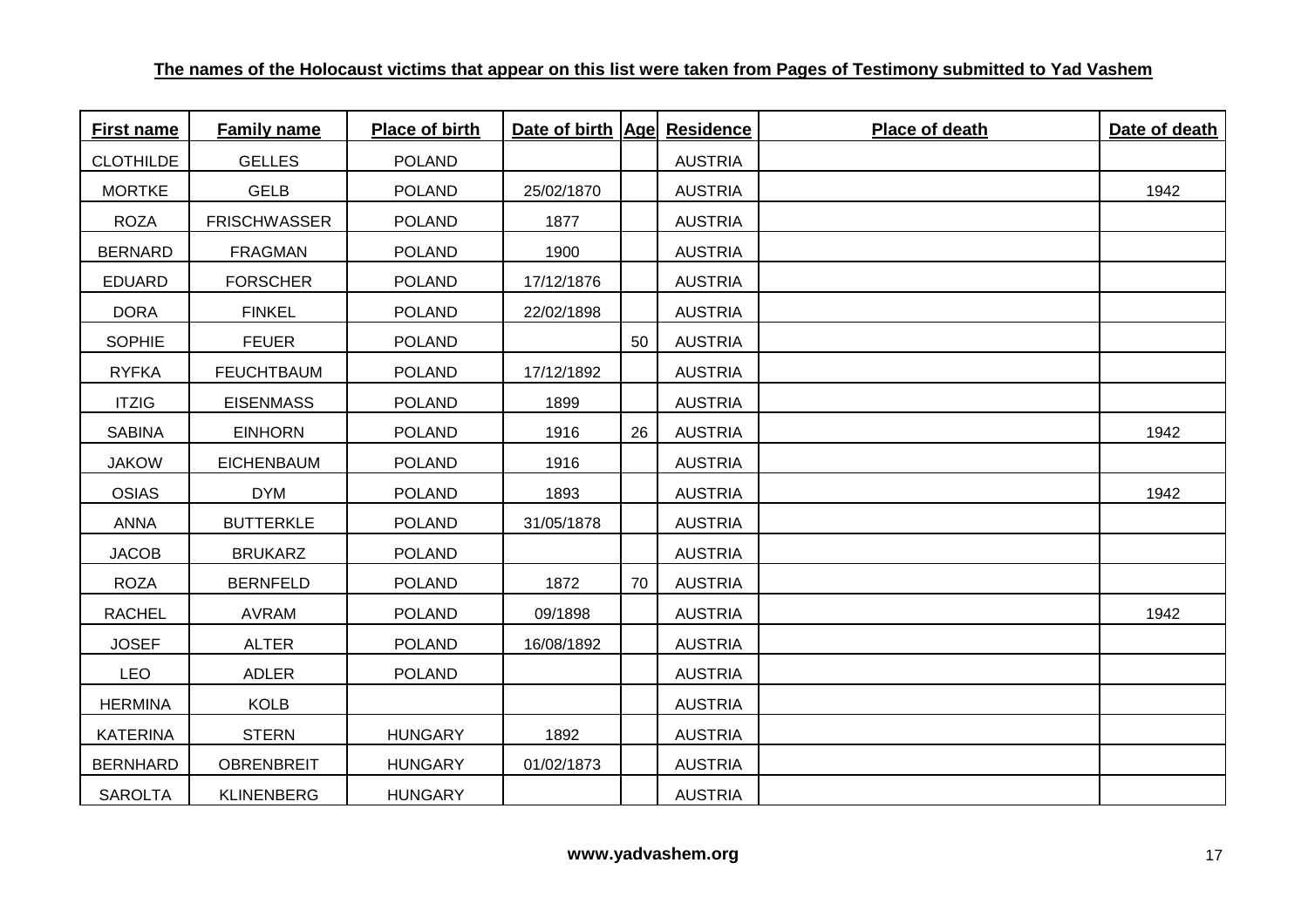**The names of the Holocaust victims that appear on this list were taken from Pages of Testimony submitted to Yad Vashem**

| First name | Family name | Place of birth | Date of birth | Age | Residence | Place of death | Date of death |
|---|---|---|---|---|---|---|---|
| CLOTHILDE | GELLES | POLAND | | | AUSTRIA | | |
| MORTKE | GELB | POLAND | 25/02/1870 | | AUSTRIA | | 1942 |
| ROZA | FRISCHWASSER | POLAND | 1877 | | AUSTRIA | | |
| BERNARD | FRAGMAN | POLAND | 1900 | | AUSTRIA | | |
| EDUARD | FORSCHER | POLAND | 17/12/1876 | | AUSTRIA | | |
| DORA | FINKEL | POLAND | 22/02/1898 | | AUSTRIA | | |
| SOPHIE | FEUER | POLAND | | 50 | AUSTRIA | | |
| RYFKA | FEUCHTBAUM | POLAND | 17/12/1892 | | AUSTRIA | | |
| ITZIG | EISENMASS | POLAND | 1899 | | AUSTRIA | | |
| SABINA | EINHORN | POLAND | 1916 | 26 | AUSTRIA | | 1942 |
| JAKOW | EICHENBAUM | POLAND | 1916 | | AUSTRIA | | |
| OSIAS | DYM | POLAND | 1893 | | AUSTRIA | | 1942 |
| ANNA | BUTTERKLE | POLAND | 31/05/1878 | | AUSTRIA | | |
| JACOB | BRUKARZ | POLAND | | | AUSTRIA | | |
| ROZA | BERNFELD | POLAND | 1872 | 70 | AUSTRIA | | |
| RACHEL | AVRAM | POLAND | 09/1898 | | AUSTRIA | | 1942 |
| JOSEF | ALTER | POLAND | 16/08/1892 | | AUSTRIA | | |
| LEO | ADLER | POLAND | | | AUSTRIA | | |
| HERMINA | KOLB | | | | AUSTRIA | | |
| KATERINA | STERN | HUNGARY | 1892 | | AUSTRIA | | |
| BERNHARD | OBRENBREIT | HUNGARY | 01/02/1873 | | AUSTRIA | | |
| SAROLTA | KLINENBERG | HUNGARY | | | AUSTRIA | | |

**www.yadvashem.org**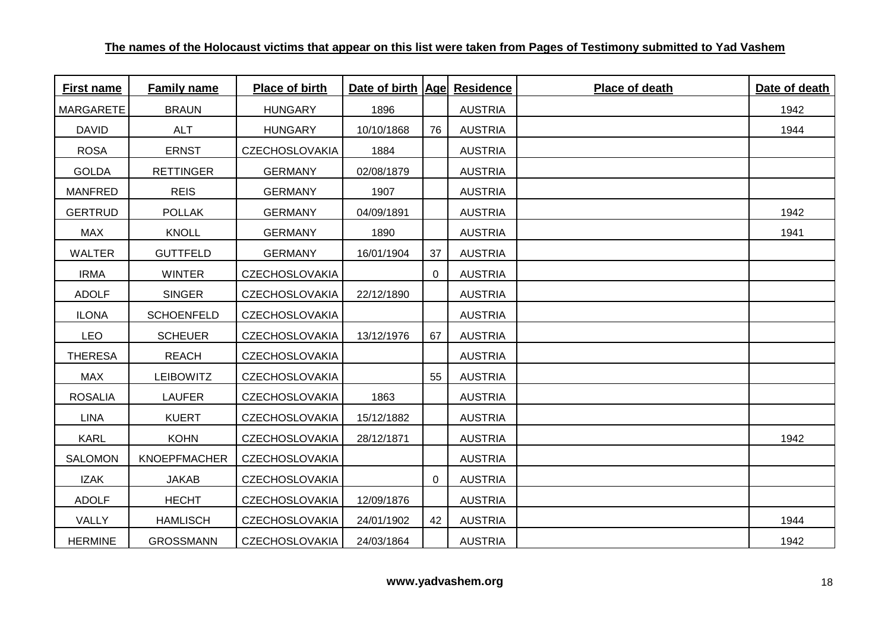**The names of the Holocaust victims that appear on this list were taken from Pages of Testimony submitted to Yad Vashem**

| First name | Family name | Place of birth | Date of birth | Age | Residence | Place of death | Date of death |
|---|---|---|---|---|---|---|---|
| MARGARETE | BRAUN | HUNGARY | 1896 | | AUSTRIA | | 1942 |
| DAVID | ALT | HUNGARY | 10/10/1868 | 76 | AUSTRIA | | 1944 |
| ROSA | ERNST | CZECHOSLOVAKIA | 1884 | | AUSTRIA | | |
| GOLDA | RETTINGER | GERMANY | 02/08/1879 | | AUSTRIA | | |
| MANFRED | REIS | GERMANY | 1907 | | AUSTRIA | | |
| GERTRUD | POLLAK | GERMANY | 04/09/1891 | | AUSTRIA | | 1942 |
| MAX | KNOLL | GERMANY | 1890 | | AUSTRIA | | 1941 |
| WALTER | GUTTFELD | GERMANY | 16/01/1904 | 37 | AUSTRIA | | |
| IRMA | WINTER | CZECHOSLOVAKIA | | 0 | AUSTRIA | | |
| ADOLF | SINGER | CZECHOSLOVAKIA | 22/12/1890 | | AUSTRIA | | |
| ILONA | SCHOENFELD | CZECHOSLOVAKIA | | | AUSTRIA | | |
| LEO | SCHEUER | CZECHOSLOVAKIA | 13/12/1976 | 67 | AUSTRIA | | |
| THERESA | REACH | CZECHOSLOVAKIA | | | AUSTRIA | | |
| MAX | LEIBOWITZ | CZECHOSLOVAKIA | | 55 | AUSTRIA | | |
| ROSALIA | LAUFER | CZECHOSLOVAKIA | 1863 | | AUSTRIA | | |
| LINA | KUERT | CZECHOSLOVAKIA | 15/12/1882 | | AUSTRIA | | |
| KARL | KOHN | CZECHOSLOVAKIA | 28/12/1871 | | AUSTRIA | | 1942 |
| SALOMON | KNOEPFMACHER | CZECHOSLOVAKIA | | | AUSTRIA | | |
| IZAK | JAKAB | CZECHOSLOVAKIA | | 0 | AUSTRIA | | |
| ADOLF | HECHT | CZECHOSLOVAKIA | 12/09/1876 | | AUSTRIA | | |
| VALLY | HAMLISCH | CZECHOSLOVAKIA | 24/01/1902 | 42 | AUSTRIA | | 1944 |
| HERMINE | GROSSMANN | CZECHOSLOVAKIA | 24/03/1864 | | AUSTRIA | | 1942 |

**www.yadvashem.org**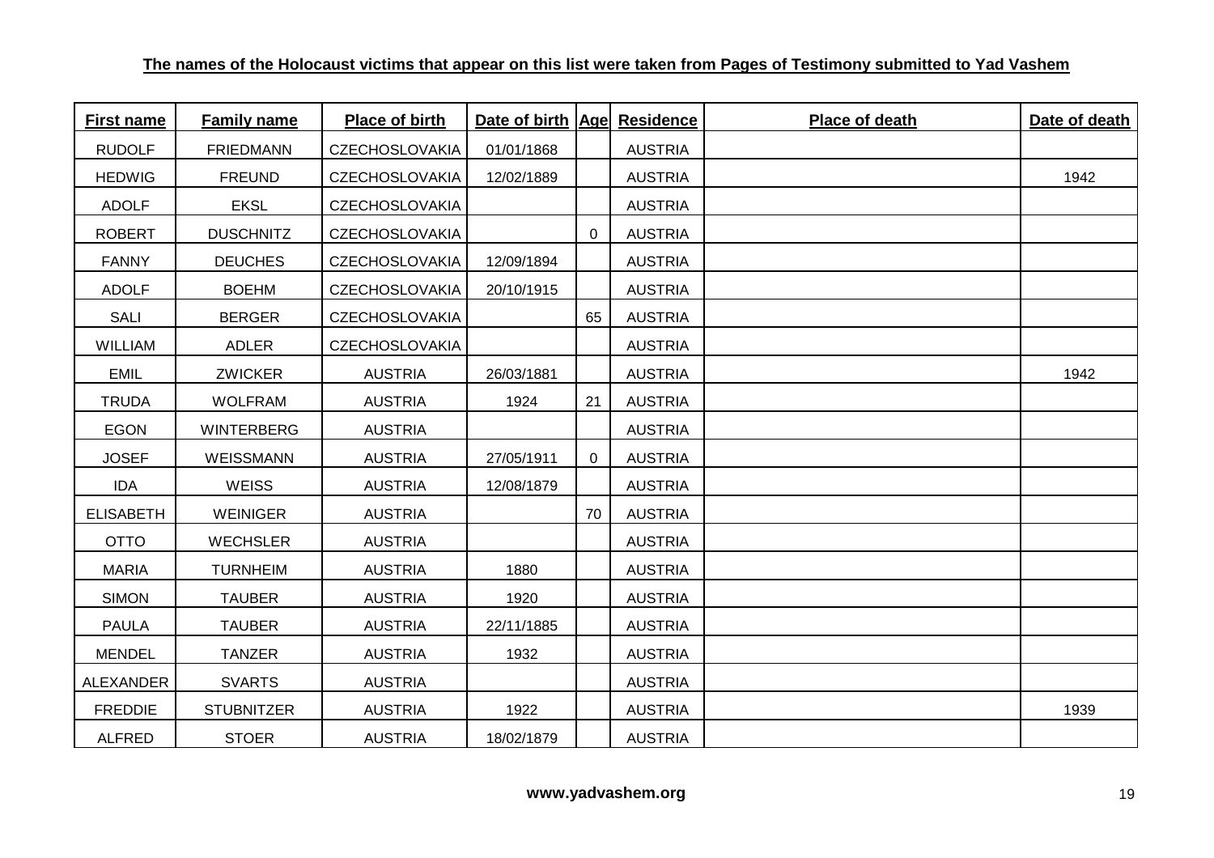**The names of the Holocaust victims that appear on this list were taken from Pages of Testimony submitted to Yad Vashem**

| First name | Family name | Place of birth | Date of birth | Age | Residence | Place of death | Date of death |
|---|---|---|---|---|---|---|---|
| RUDOLF | FRIEDMANN | CZECHOSLOVAKIA | 01/01/1868 | | AUSTRIA | | |
| HEDWIG | FREUND | CZECHOSLOVAKIA | 12/02/1889 | | AUSTRIA | | 1942 |
| ADOLF | EKSL | CZECHOSLOVAKIA | | | AUSTRIA | | |
| ROBERT | DUSCHNITZ | CZECHOSLOVAKIA | | 0 | AUSTRIA | | |
| FANNY | DEUCHES | CZECHOSLOVAKIA | 12/09/1894 | | AUSTRIA | | |
| ADOLF | BOEHM | CZECHOSLOVAKIA | 20/10/1915 | | AUSTRIA | | |
| SALI | BERGER | CZECHOSLOVAKIA | | 65 | AUSTRIA | | |
| WILLIAM | ADLER | CZECHOSLOVAKIA | | | AUSTRIA | | |
| EMIL | ZWICKER | AUSTRIA | 26/03/1881 | | AUSTRIA | | 1942 |
| TRUDA | WOLFRAM | AUSTRIA | 1924 | 21 | AUSTRIA | | |
| EGON | WINTERBERG | AUSTRIA | | | AUSTRIA | | |
| JOSEF | WEISSMANN | AUSTRIA | 27/05/1911 | 0 | AUSTRIA | | |
| IDA | WEISS | AUSTRIA | 12/08/1879 | | AUSTRIA | | |
| ELISABETH | WEINIGER | AUSTRIA | | 70 | AUSTRIA | | |
| OTTO | WECHSLER | AUSTRIA | | | AUSTRIA | | |
| MARIA | TURNHEIM | AUSTRIA | 1880 | | AUSTRIA | | |
| SIMON | TAUBER | AUSTRIA | 1920 | | AUSTRIA | | |
| PAULA | TAUBER | AUSTRIA | 22/11/1885 | | AUSTRIA | | |
| MENDEL | TANZER | AUSTRIA | 1932 | | AUSTRIA | | |
| ALEXANDER | SVARTS | AUSTRIA | | | AUSTRIA | | |
| FREDDIE | STUBNITZER | AUSTRIA | 1922 | | AUSTRIA | | 1939 |
| ALFRED | STOER | AUSTRIA | 18/02/1879 | | AUSTRIA | | |

**www.yadvashem.org**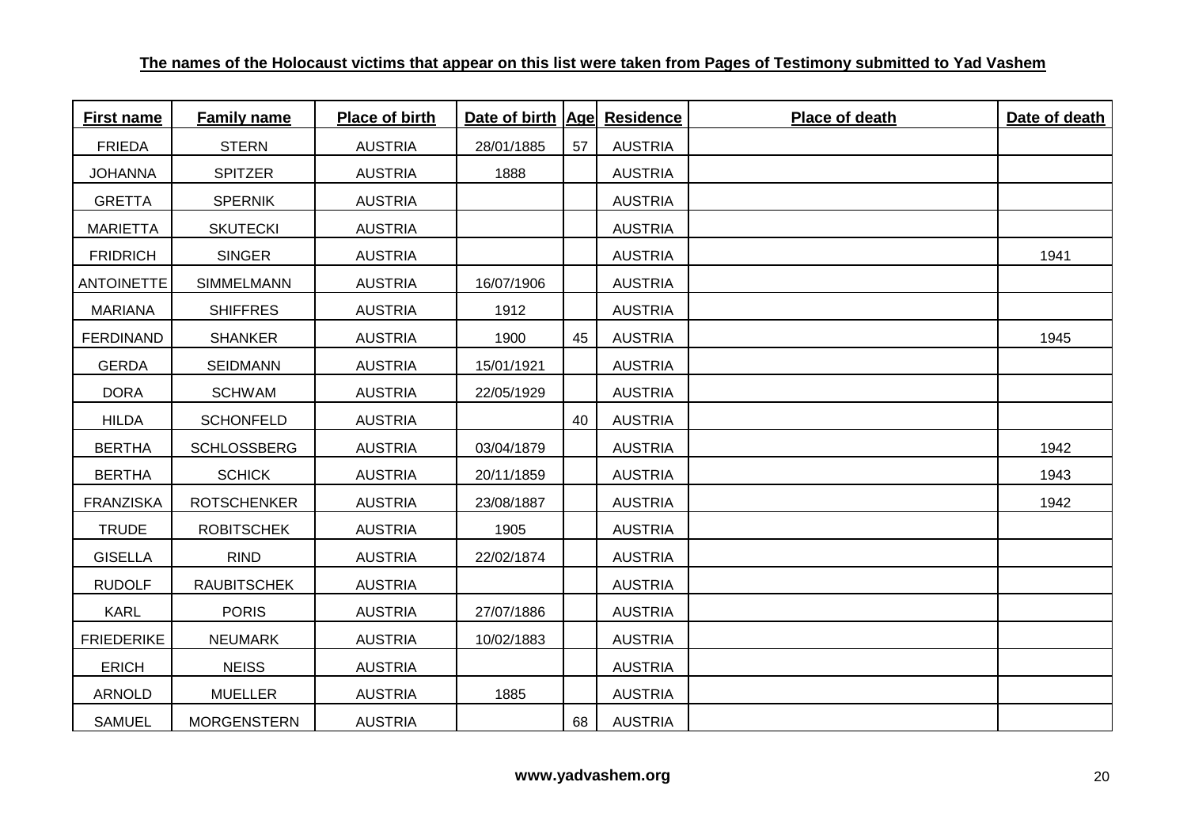**The names of the Holocaust victims that appear on this list were taken from Pages of Testimony submitted to Yad Vashem**

| First name | Family name | Place of birth | Date of birth | Age | Residence | Place of death | Date of death |
|---|---|---|---|---|---|---|---|
| FRIEDA | STERN | AUSTRIA | 28/01/1885 | 57 | AUSTRIA | | |
| JOHANNA | SPITZER | AUSTRIA | 1888 | | AUSTRIA | | |
| GRETTA | SPERNIK | AUSTRIA | | | AUSTRIA | | |
| MARIETTA | SKUTECKI | AUSTRIA | | | AUSTRIA | | |
| FRIDRICH | SINGER | AUSTRIA | | | AUSTRIA | | 1941 |
| ANTOINETTE | SIMMELMANN | AUSTRIA | 16/07/1906 | | AUSTRIA | | |
| MARIANA | SHIFFRES | AUSTRIA | 1912 | | AUSTRIA | | |
| FERDINAND | SHANKER | AUSTRIA | 1900 | 45 | AUSTRIA | | 1945 |
| GERDA | SEIDMANN | AUSTRIA | 15/01/1921 | | AUSTRIA | | |
| DORA | SCHWAM | AUSTRIA | 22/05/1929 | | AUSTRIA | | |
| HILDA | SCHONFELD | AUSTRIA | | 40 | AUSTRIA | | |
| BERTHA | SCHLOSSBERG | AUSTRIA | 03/04/1879 | | AUSTRIA | | 1942 |
| BERTHA | SCHICK | AUSTRIA | 20/11/1859 | | AUSTRIA | | 1943 |
| FRANZISKA | ROTSCHENKER | AUSTRIA | 23/08/1887 | | AUSTRIA | | 1942 |
| TRUDE | ROBITSCHEK | AUSTRIA | 1905 | | AUSTRIA | | |
| GISELLA | RIND | AUSTRIA | 22/02/1874 | | AUSTRIA | | |
| RUDOLF | RAUBITSCHEK | AUSTRIA | | | AUSTRIA | | |
| KARL | PORIS | AUSTRIA | 27/07/1886 | | AUSTRIA | | |
| FRIEDERIKE | NEUMARK | AUSTRIA | 10/02/1883 | | AUSTRIA | | |
| ERICH | NEISS | AUSTRIA | | | AUSTRIA | | |
| ARNOLD | MUELLER | AUSTRIA | 1885 | | AUSTRIA | | |
| SAMUEL | MORGENSTERN | AUSTRIA | | 68 | AUSTRIA | | |

**www.yadvashem.org**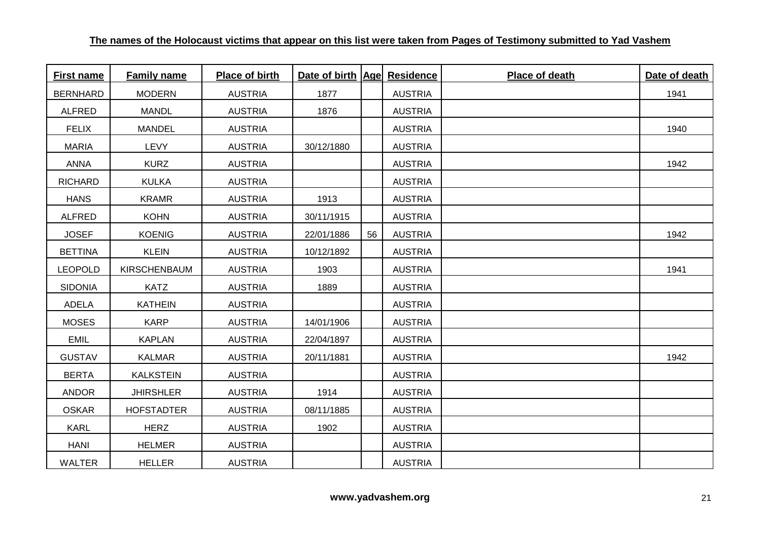**The names of the Holocaust victims that appear on this list were taken from Pages of Testimony submitted to Yad Vashem**

| First name | Family name | Place of birth | Date of birth | Age | Residence | Place of death | Date of death |
|---|---|---|---|---|---|---|---|
| BERNHARD | MODERN | AUSTRIA | 1877 | | AUSTRIA | | 1941 |
| ALFRED | MANDL | AUSTRIA | 1876 | | AUSTRIA | | |
| FELIX | MANDEL | AUSTRIA | | | AUSTRIA | | 1940 |
| MARIA | LEVY | AUSTRIA | 30/12/1880 | | AUSTRIA | | |
| ANNA | KURZ | AUSTRIA | | | AUSTRIA | | 1942 |
| RICHARD | KULKA | AUSTRIA | | | AUSTRIA | | |
| HANS | KRAMR | AUSTRIA | 1913 | | AUSTRIA | | |
| ALFRED | KOHN | AUSTRIA | 30/11/1915 | | AUSTRIA | | |
| JOSEF | KOENIG | AUSTRIA | 22/01/1886 | 56 | AUSTRIA | | 1942 |
| BETTINA | KLEIN | AUSTRIA | 10/12/1892 | | AUSTRIA | | |
| LEOPOLD | KIRSCHENBAUM | AUSTRIA | 1903 | | AUSTRIA | | 1941 |
| SIDONIA | KATZ | AUSTRIA | 1889 | | AUSTRIA | | |
| ADELA | KATHEIN | AUSTRIA | | | AUSTRIA | | |
| MOSES | KARP | AUSTRIA | 14/01/1906 | | AUSTRIA | | |
| EMIL | KAPLAN | AUSTRIA | 22/04/1897 | | AUSTRIA | | |
| GUSTAV | KALMAR | AUSTRIA | 20/11/1881 | | AUSTRIA | | 1942 |
| BERTA | KALKSTEIN | AUSTRIA | | | AUSTRIA | | |
| ANDOR | JHIRSHLER | AUSTRIA | 1914 | | AUSTRIA | | |
| OSKAR | HOFSTADTER | AUSTRIA | 08/11/1885 | | AUSTRIA | | |
| KARL | HERZ | AUSTRIA | 1902 | | AUSTRIA | | |
| HANI | HELMER | AUSTRIA | | | AUSTRIA | | |
| WALTER | HELLER | AUSTRIA | | | AUSTRIA | | |

**www.yadvashem.org**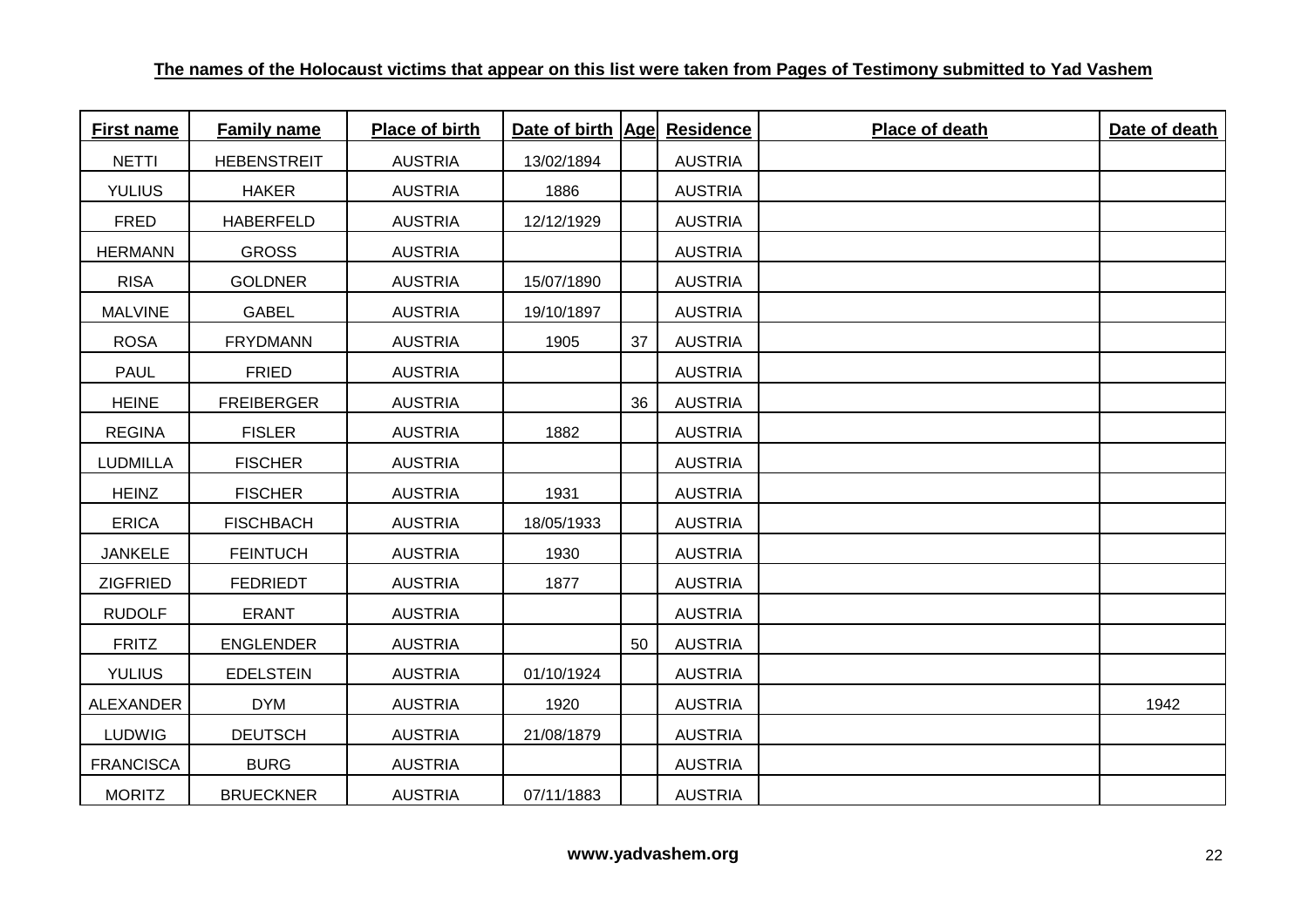**The names of the Holocaust victims that appear on this list were taken from Pages of Testimony submitted to Yad Vashem**

| First name | Family name | Place of birth | Date of birth | Age | Residence | Place of death | Date of death |
|---|---|---|---|---|---|---|---|
| NETTI | HEBENSTREIT | AUSTRIA | 13/02/1894 | | AUSTRIA | | |
| YULIUS | HAKER | AUSTRIA | 1886 | | AUSTRIA | | |
| FRED | HABERFELD | AUSTRIA | 12/12/1929 | | AUSTRIA | | |
| HERMANN | GROSS | AUSTRIA | | | AUSTRIA | | |
| RISA | GOLDNER | AUSTRIA | 15/07/1890 | | AUSTRIA | | |
| MALVINE | GABEL | AUSTRIA | 19/10/1897 | | AUSTRIA | | |
| ROSA | FRYDMANN | AUSTRIA | 1905 | 37 | AUSTRIA | | |
| PAUL | FRIED | AUSTRIA | | | AUSTRIA | | |
| HEINE | FREIBERGER | AUSTRIA | | 36 | AUSTRIA | | |
| REGINA | FISLER | AUSTRIA | 1882 | | AUSTRIA | | |
| LUDMILLA | FISCHER | AUSTRIA | | | AUSTRIA | | |
| HEINZ | FISCHER | AUSTRIA | 1931 | | AUSTRIA | | |
| ERICA | FISCHBACH | AUSTRIA | 18/05/1933 | | AUSTRIA | | |
| JANKELE | FEINTUCH | AUSTRIA | 1930 | | AUSTRIA | | |
| ZIGFRIED | FEDRIEDT | AUSTRIA | 1877 | | AUSTRIA | | |
| RUDOLF | ERANT | AUSTRIA | | | AUSTRIA | | |
| FRITZ | ENGLENDER | AUSTRIA | | 50 | AUSTRIA | | |
| YULIUS | EDELSTEIN | AUSTRIA | 01/10/1924 | | AUSTRIA | | |
| ALEXANDER | DYM | AUSTRIA | 1920 | | AUSTRIA | | 1942 |
| LUDWIG | DEUTSCH | AUSTRIA | 21/08/1879 | | AUSTRIA | | |
| FRANCISCA | BURG | AUSTRIA | | | AUSTRIA | | |
| MORITZ | BRUECKNER | AUSTRIA | 07/11/1883 | | AUSTRIA | | |

**www.yadvashem.org**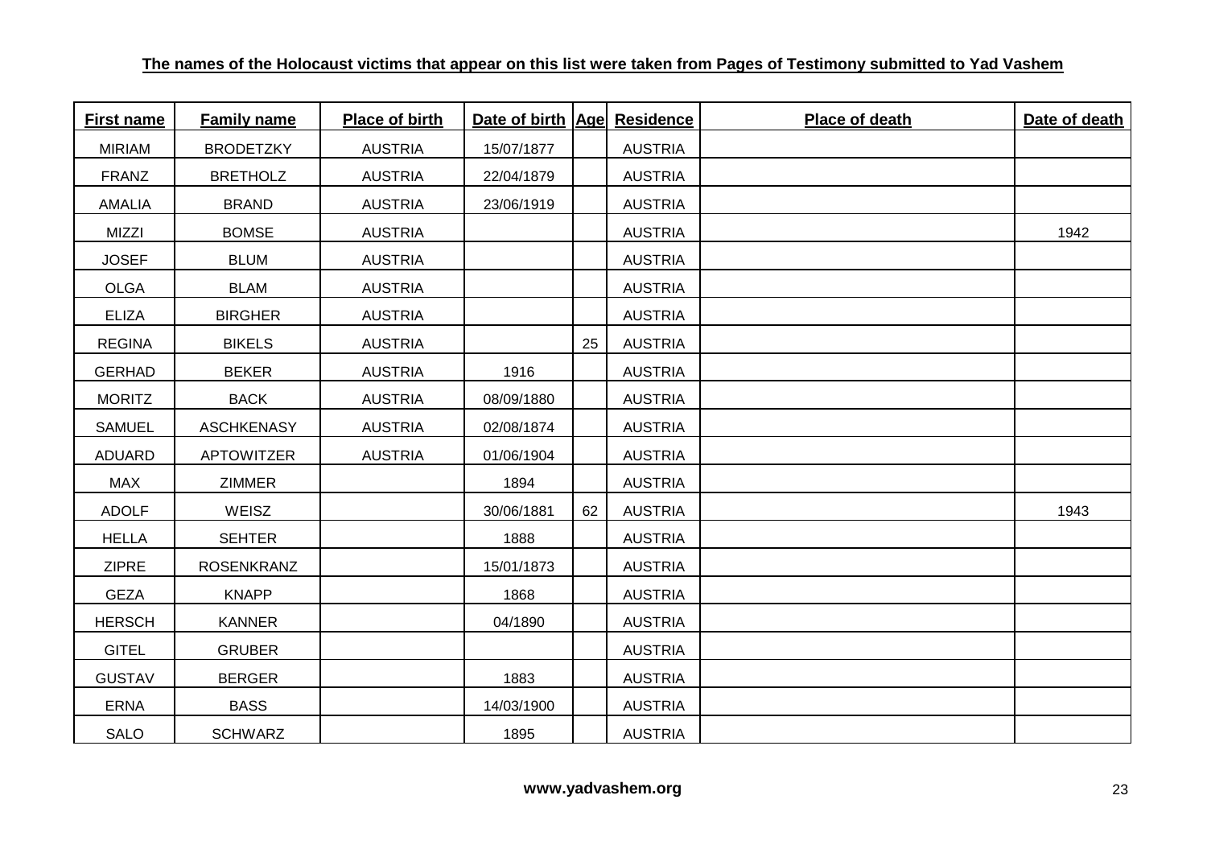**The names of the Holocaust victims that appear on this list were taken from Pages of Testimony submitted to Yad Vashem**

| First name | Family name | Place of birth | Date of birth | Age | Residence | Place of death | Date of death |
|---|---|---|---|---|---|---|---|
| MIRIAM | BRODETZKY | AUSTRIA | 15/07/1877 | | AUSTRIA | | |
| FRANZ | BRETHOLZ | AUSTRIA | 22/04/1879 | | AUSTRIA | | |
| AMALIA | BRAND | AUSTRIA | 23/06/1919 | | AUSTRIA | | |
| MIZZI | BOMSE | AUSTRIA | | | AUSTRIA | | 1942 |
| JOSEF | BLUM | AUSTRIA | | | AUSTRIA | | |
| OLGA | BLAM | AUSTRIA | | | AUSTRIA | | |
| ELIZA | BIRGHER | AUSTRIA | | | AUSTRIA | | |
| REGINA | BIKELS | AUSTRIA | | 25 | AUSTRIA | | |
| GERHAD | BEKER | AUSTRIA | 1916 | | AUSTRIA | | |
| MORITZ | BACK | AUSTRIA | 08/09/1880 | | AUSTRIA | | |
| SAMUEL | ASCHKENASY | AUSTRIA | 02/08/1874 | | AUSTRIA | | |
| ADUARD | APTOWITZER | AUSTRIA | 01/06/1904 | | AUSTRIA | | |
| MAX | ZIMMER | | 1894 | | AUSTRIA | | |
| ADOLF | WEISZ | | 30/06/1881 | 62 | AUSTRIA | | 1943 |
| HELLA | SEHTER | | 1888 | | AUSTRIA | | |
| ZIPRE | ROSENKRANZ | | 15/01/1873 | | AUSTRIA | | |
| GEZA | KNAPP | | 1868 | | AUSTRIA | | |
| HERSCH | KANNER | | 04/1890 | | AUSTRIA | | |
| GITEL | GRUBER | | | | AUSTRIA | | |
| GUSTAV | BERGER | | 1883 | | AUSTRIA | | |
| ERNA | BASS | | 14/03/1900 | | AUSTRIA | | |
| SALO | SCHWARZ | | 1895 | | AUSTRIA | | |

**www.yadvashem.org**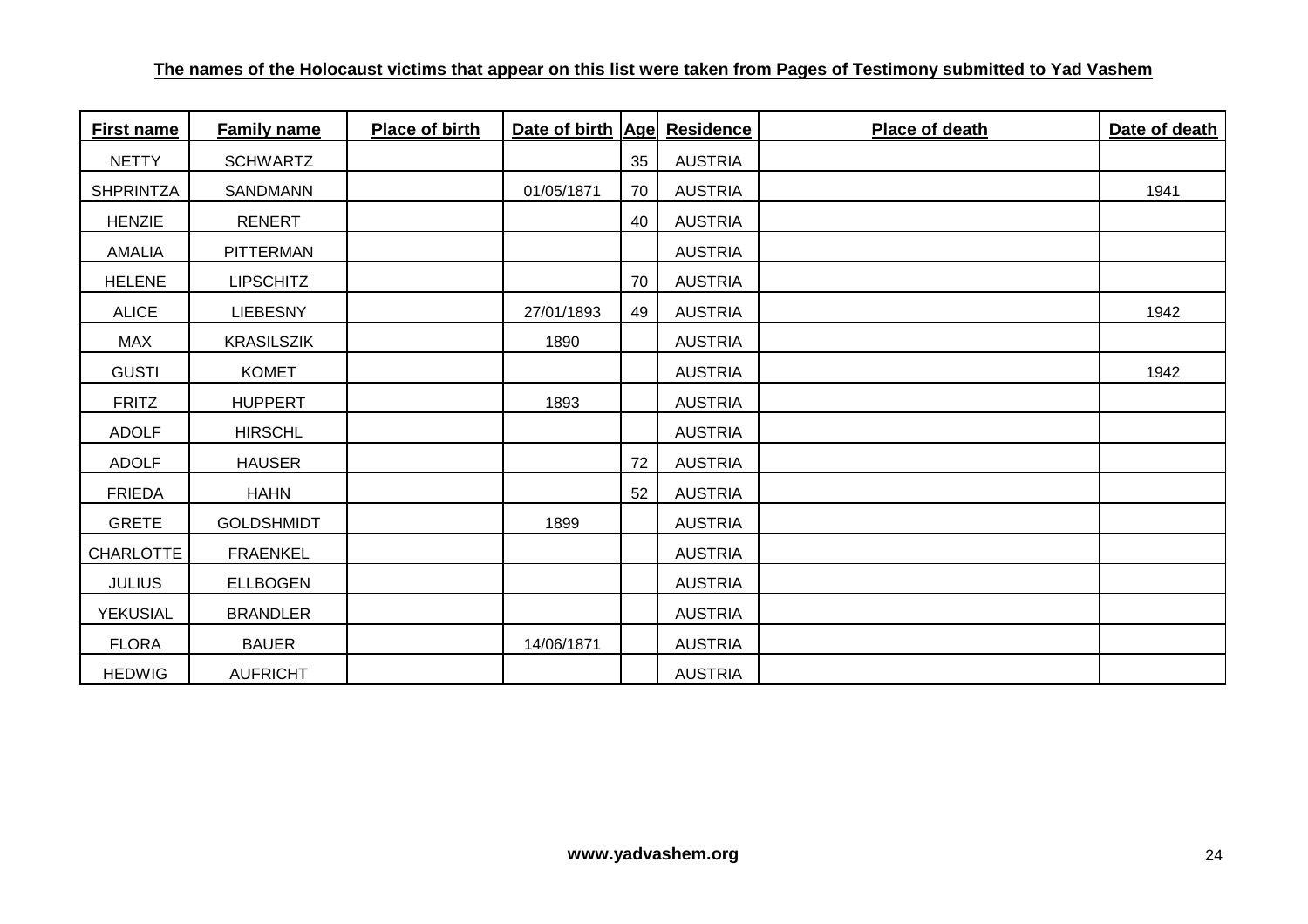**The names of the Holocaust victims that appear on this list were taken from Pages of Testimony submitted to Yad Vashem**

| First name | Family name | Place of birth | Date of birth | Age | Residence | Place of death | Date of death |
|---|---|---|---|---|---|---|---|
| NETTY | SCHWARTZ | | | 35 | AUSTRIA | | |
| SHPRINTZA | SANDMANN | | 01/05/1871 | 70 | AUSTRIA | | 1941 |
| HENZIE | RENERT | | | 40 | AUSTRIA | | |
| AMALIA | PITTERMAN | | | | AUSTRIA | | |
| HELENE | LIPSCHITZ | | | 70 | AUSTRIA | | |
| ALICE | LIEBESNY | | 27/01/1893 | 49 | AUSTRIA | | 1942 |
| MAX | KRASILSZIK | | 1890 | | AUSTRIA | | |
| GUSTI | KOMET | | | | AUSTRIA | | 1942 |
| FRITZ | HUPPERT | | 1893 | | AUSTRIA | | |
| ADOLF | HIRSCHL | | | | AUSTRIA | | |
| ADOLF | HAUSER | | | 72 | AUSTRIA | | |
| FRIEDA | HAHN | | | 52 | AUSTRIA | | |
| GRETE | GOLDSHMIDT | | 1899 | | AUSTRIA | | |
| CHARLOTTE | FRAENKEL | | | | AUSTRIA | | |
| JULIUS | ELLBOGEN | | | | AUSTRIA | | |
| YEKUSIAL | BRANDLER | | | | AUSTRIA | | |
| FLORA | BAUER | | 14/06/1871 | | AUSTRIA | | |
| HEDWIG | AUFRICHT | | | | AUSTRIA | | |

**www.yadvashem.org**